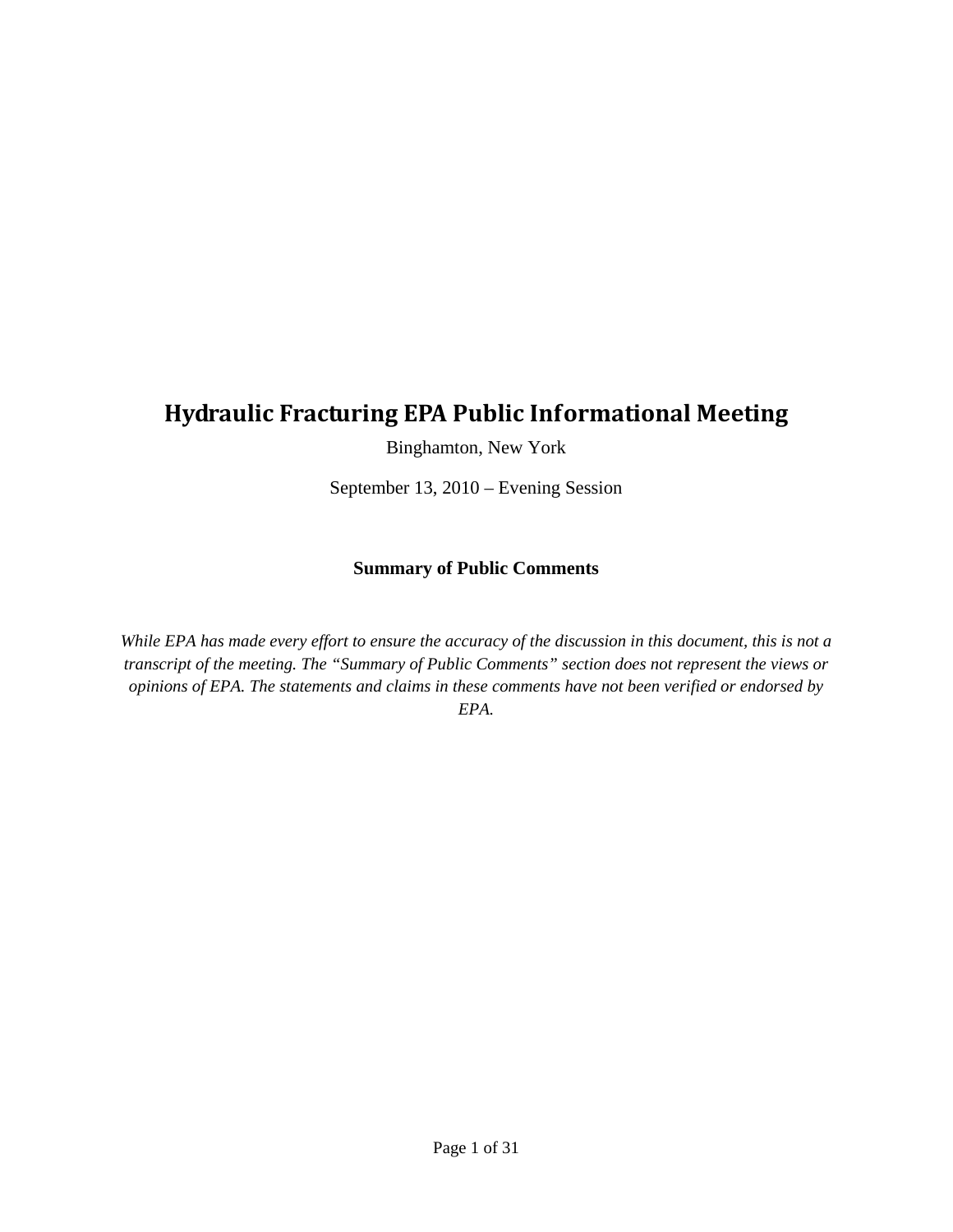# Hydraulic Fracturing EPA Public Informational Meeting

Binghamton, New York

September 13, 2010 – Evening Session

**Summary of Public Comments**

*While EPA has made every effort to ensure the accuracy of the discussion in this document, this is not a transcript of the meeting. The "Summary of Public Comments" section does not represent the views or opinions of EPA. The statements and claims in these comments have not been verified or endorsed by EPA.*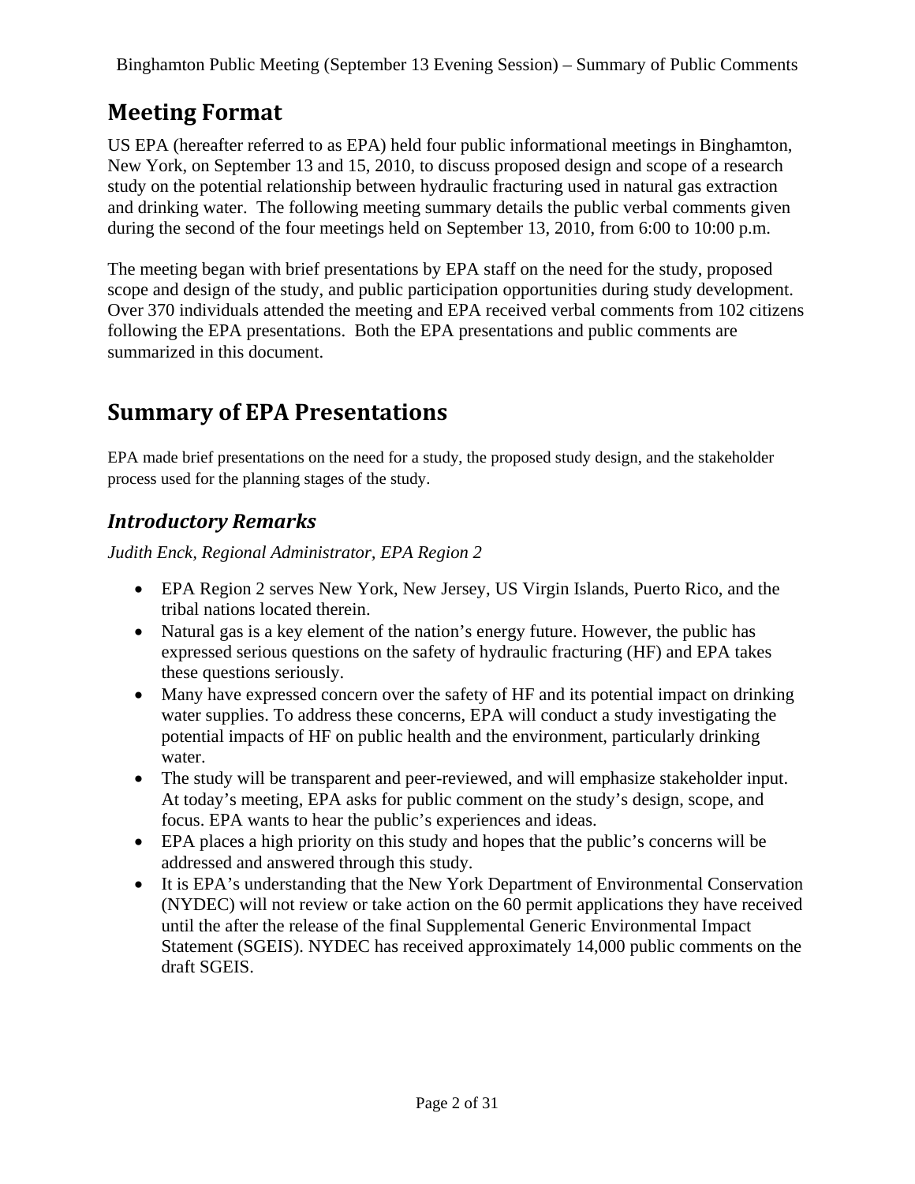## Meeting Format

US EPA (hereafter referred to as EPA) held four public informational meetings in Binghamton, New York, on September 13 and 15, 2010, to discuss proposed design and scope of a research study on the potential relationship between hydraulic fracturing used in natural gas extraction and drinking water. The following meeting summary details the public verbal comments given during the second of the four meetings held on September 13, 2010, from 6:00 to 10:00 p.m.

The meeting began with brief presentations by EPA staff on the need for the study, proposed scope and design of the study, and public participation opportunities during study development. Over 370 individuals attended the meeting and EPA received verbal comments from 102 citizens following the EPA presentations. Both the EPA presentations and public comments are summarized in this document.

## Summary of EPA Presentations

EPA made brief presentations on the need for a study, the proposed study design, and the stakeholder process used for the planning stages of the study.

### *Introductory Remarks*

*Judith Enck, Regional Administrator, EPA Region 2*

- EPA Region 2 serves New York, New Jersey, US Virgin Islands, Puerto Rico, and the tribal nations located therein.
- Natural gas is a key element of the nation's energy future. However, the public has expressed serious questions on the safety of hydraulic fracturing (HF) and EPA takes these questions seriously.
- Many have expressed concern over the safety of HF and its potential impact on drinking water supplies. To address these concerns, EPA will conduct a study investigating the potential impacts of HF on public health and the environment, particularly drinking water.
- The study will be transparent and peer-reviewed, and will emphasize stakeholder input. At today's meeting, EPA asks for public comment on the study's design, scope, and focus. EPA wants to hear the public's experiences and ideas.
- EPA places a high priority on this study and hopes that the public's concerns will be addressed and answered through this study.
- It is EPA's understanding that the New York Department of Environmental Conservation (NYDEC) will not review or take action on the 60 permit applications they have received until the after the release of the final Supplemental Generic Environmental Impact Statement (SGEIS). NYDEC has received approximately 14,000 public comments on the draft SGEIS.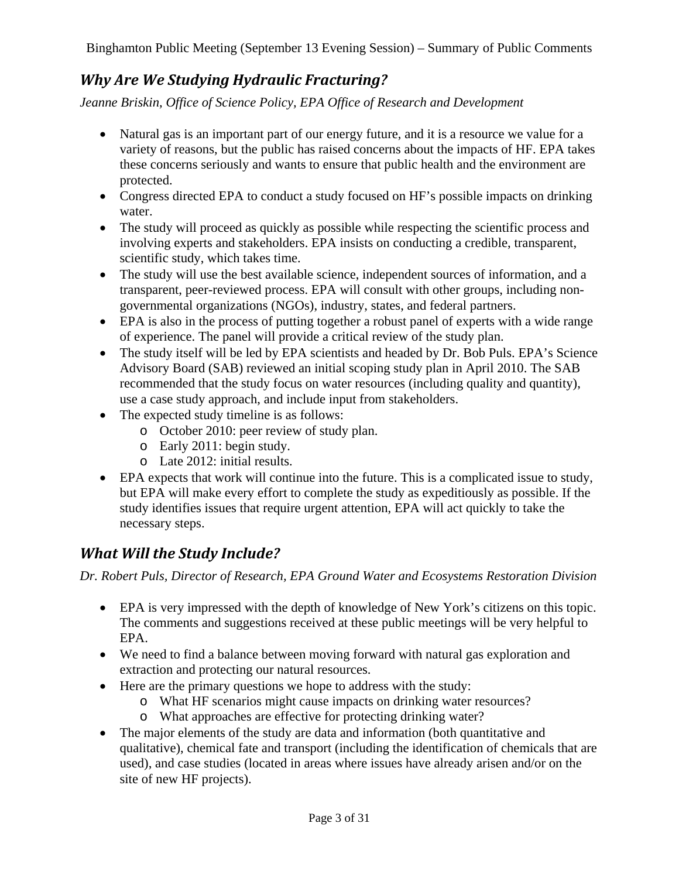## *Why Are We Studying Hydraulic Fracturing?*

*Jeanne Briskin, Office of Science Policy, EPA Office of Research and Development*

- Natural gas is an important part of our energy future, and it is a resource we value for a variety of reasons, but the public has raised concerns about the impacts of HF. EPA takes these concerns seriously and wants to ensure that public health and the environment are protected.
- Congress directed EPA to conduct a study focused on HF's possible impacts on drinking water.
- The study will proceed as quickly as possible while respecting the scientific process and involving experts and stakeholders. EPA insists on conducting a credible, transparent, scientific study, which takes time.
- The study will use the best available science, independent sources of information, and a transparent, peer-reviewed process. EPA will consult with other groups, including non-governmental organizations (NGOs), industry, states, and federal partners.
- EPA is also in the process of putting together a robust panel of experts with a wide range of experience. The panel will provide a critical review of the study plan.
- The study itself will be led by EPA scientists and headed by Dr. Bob Puls. EPA's Science Advisory Board (SAB) reviewed an initial scoping study plan in April 2010. The SAB recommended that the study focus on water resources (including quality and quantity), use a case study approach, and include input from stakeholders.
- The expected study timeline is as follows:
  - October 2010: peer review of study plan.
  - Early 2011: begin study.
  - Late 2012: initial results.
- EPA expects that work will continue into the future. This is a complicated issue to study, but EPA will make every effort to complete the study as expeditiously as possible. If the study identifies issues that require urgent attention, EPA will act quickly to take the necessary steps.

## *What Will the Study Include?*

*Dr. Robert Puls, Director of Research, EPA Ground Water and Ecosystems Restoration Division*

- EPA is very impressed with the depth of knowledge of New York's citizens on this topic. The comments and suggestions received at these public meetings will be very helpful to EPA.
- We need to find a balance between moving forward with natural gas exploration and extraction and protecting our natural resources.
- Here are the primary questions we hope to address with the study:
  - What HF scenarios might cause impacts on drinking water resources?
  - What approaches are effective for protecting drinking water?
- The major elements of the study are data and information (both quantitative and qualitative), chemical fate and transport (including the identification of chemicals that are used), and case studies (located in areas where issues have already arisen and/or on the site of new HF projects).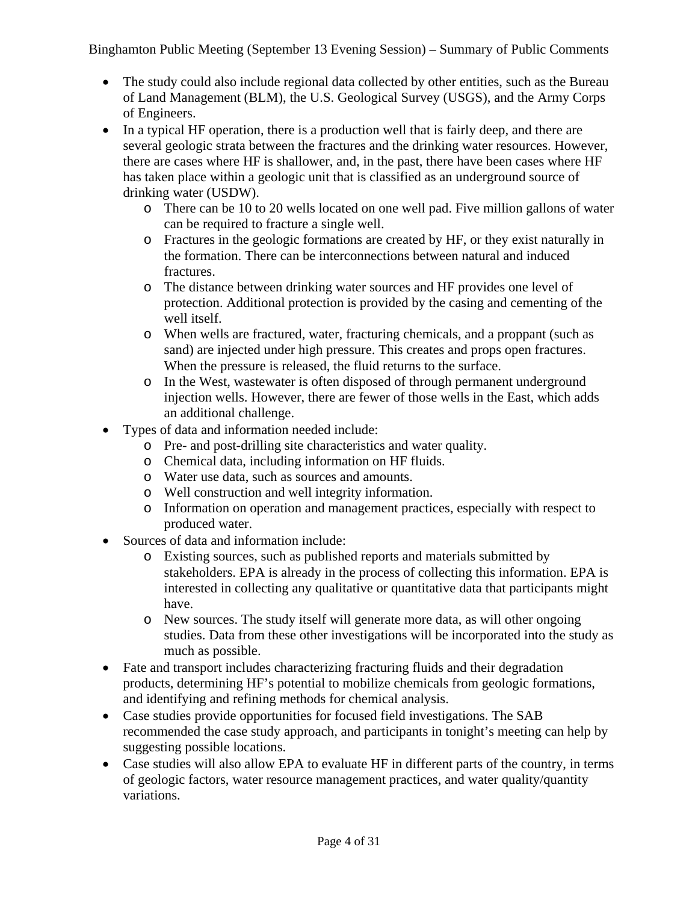- The study could also include regional data collected by other entities, such as the Bureau of Land Management (BLM), the U.S. Geological Survey (USGS), and the Army Corps of Engineers.
- In a typical HF operation, there is a production well that is fairly deep, and there are several geologic strata between the fractures and the drinking water resources. However, there are cases where HF is shallower, and, in the past, there have been cases where HF has taken place within a geologic unit that is classified as an underground source of drinking water (USDW).
  - There can be 10 to 20 wells located on one well pad. Five million gallons of water can be required to fracture a single well.
  - Fractures in the geologic formations are created by HF, or they exist naturally in the formation. There can be interconnections between natural and induced fractures.
  - The distance between drinking water sources and HF provides one level of protection. Additional protection is provided by the casing and cementing of the well itself.
  - When wells are fractured, water, fracturing chemicals, and a proppant (such as sand) are injected under high pressure. This creates and props open fractures. When the pressure is released, the fluid returns to the surface.
  - In the West, wastewater is often disposed of through permanent underground injection wells. However, there are fewer of those wells in the East, which adds an additional challenge.
- Types of data and information needed include:
  - Pre- and post-drilling site characteristics and water quality.
  - Chemical data, including information on HF fluids.
  - Water use data, such as sources and amounts.
  - Well construction and well integrity information.
  - Information on operation and management practices, especially with respect to produced water.
- Sources of data and information include:
  - Existing sources, such as published reports and materials submitted by stakeholders. EPA is already in the process of collecting this information. EPA is interested in collecting any qualitative or quantitative data that participants might have.
  - New sources. The study itself will generate more data, as will other ongoing studies. Data from these other investigations will be incorporated into the study as much as possible.
- Fate and transport includes characterizing fracturing fluids and their degradation products, determining HF's potential to mobilize chemicals from geologic formations, and identifying and refining methods for chemical analysis.
- Case studies provide opportunities for focused field investigations. The SAB recommended the case study approach, and participants in tonight's meeting can help by suggesting possible locations.
- Case studies will also allow EPA to evaluate HF in different parts of the country, in terms of geologic factors, water resource management practices, and water quality/quantity variations.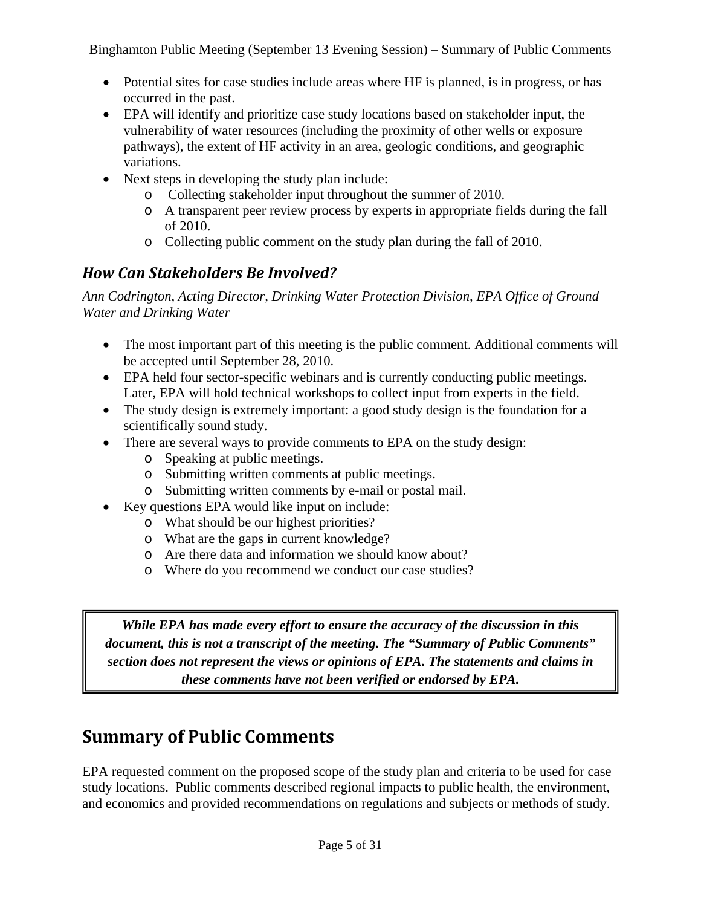- Potential sites for case studies include areas where HF is planned, is in progress, or has occurred in the past.
- EPA will identify and prioritize case study locations based on stakeholder input, the vulnerability of water resources (including the proximity of other wells or exposure pathways), the extent of HF activity in an area, geologic conditions, and geographic variations.
- Next steps in developing the study plan include:
  - Collecting stakeholder input throughout the summer of 2010.
  - A transparent peer review process by experts in appropriate fields during the fall of 2010.
  - Collecting public comment on the study plan during the fall of 2010.

### *How Can Stakeholders Be Involved?*

*Ann Codrington, Acting Director, Drinking Water Protection Division, EPA Office of Ground Water and Drinking Water*

- The most important part of this meeting is the public comment. Additional comments will be accepted until September 28, 2010.
- EPA held four sector-specific webinars and is currently conducting public meetings. Later, EPA will hold technical workshops to collect input from experts in the field.
- The study design is extremely important: a good study design is the foundation for a scientifically sound study.
- There are several ways to provide comments to EPA on the study design:
  - Speaking at public meetings.
  - Submitting written comments at public meetings.
  - Submitting written comments by e-mail or postal mail.
- Key questions EPA would like input on include:
  - What should be our highest priorities?
  - What are the gaps in current knowledge?
  - Are there data and information we should know about?
  - Where do you recommend we conduct our case studies?

***While EPA has made every effort to ensure the accuracy of the discussion in this document, this is not a transcript of the meeting. The "Summary of Public Comments" section does not represent the views or opinions of EPA. The statements and claims in these comments have not been verified or endorsed by EPA.***

## Summary of Public Comments

EPA requested comment on the proposed scope of the study plan and criteria to be used for case study locations. Public comments described regional impacts to public health, the environment, and economics and provided recommendations on regulations and subjects or methods of study.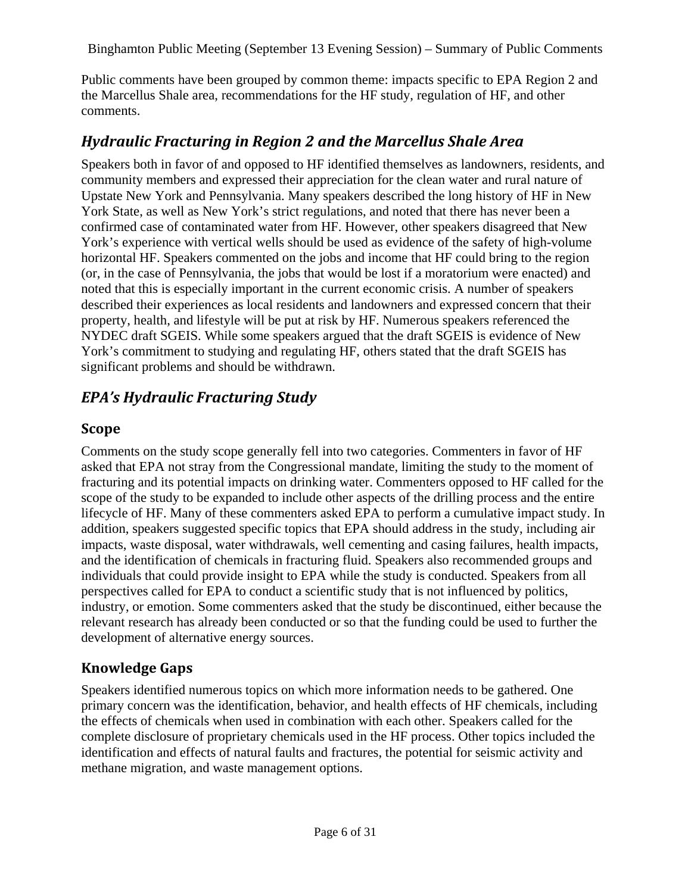Public comments have been grouped by common theme: impacts specific to EPA Region 2 and the Marcellus Shale area, recommendations for the HF study, regulation of HF, and other comments.

## *Hydraulic Fracturing in Region 2 and the Marcellus Shale Area*

Speakers both in favor of and opposed to HF identified themselves as landowners, residents, and community members and expressed their appreciation for the clean water and rural nature of Upstate New York and Pennsylvania. Many speakers described the long history of HF in New York State, as well as New York's strict regulations, and noted that there has never been a confirmed case of contaminated water from HF. However, other speakers disagreed that New York's experience with vertical wells should be used as evidence of the safety of high-volume horizontal HF. Speakers commented on the jobs and income that HF could bring to the region (or, in the case of Pennsylvania, the jobs that would be lost if a moratorium were enacted) and noted that this is especially important in the current economic crisis. A number of speakers described their experiences as local residents and landowners and expressed concern that their property, health, and lifestyle will be put at risk by HF. Numerous speakers referenced the NYDEC draft SGEIS. While some speakers argued that the draft SGEIS is evidence of New York's commitment to studying and regulating HF, others stated that the draft SGEIS has significant problems and should be withdrawn.

## *EPA's Hydraulic Fracturing Study*

### Scope

Comments on the study scope generally fell into two categories. Commenters in favor of HF asked that EPA not stray from the Congressional mandate, limiting the study to the moment of fracturing and its potential impacts on drinking water. Commenters opposed to HF called for the scope of the study to be expanded to include other aspects of the drilling process and the entire lifecycle of HF. Many of these commenters asked EPA to perform a cumulative impact study. In addition, speakers suggested specific topics that EPA should address in the study, including air impacts, waste disposal, water withdrawals, well cementing and casing failures, health impacts, and the identification of chemicals in fracturing fluid. Speakers also recommended groups and individuals that could provide insight to EPA while the study is conducted. Speakers from all perspectives called for EPA to conduct a scientific study that is not influenced by politics, industry, or emotion. Some commenters asked that the study be discontinued, either because the relevant research has already been conducted or so that the funding could be used to further the development of alternative energy sources.

### Knowledge Gaps

Speakers identified numerous topics on which more information needs to be gathered. One primary concern was the identification, behavior, and health effects of HF chemicals, including the effects of chemicals when used in combination with each other. Speakers called for the complete disclosure of proprietary chemicals used in the HF process. Other topics included the identification and effects of natural faults and fractures, the potential for seismic activity and methane migration, and waste management options.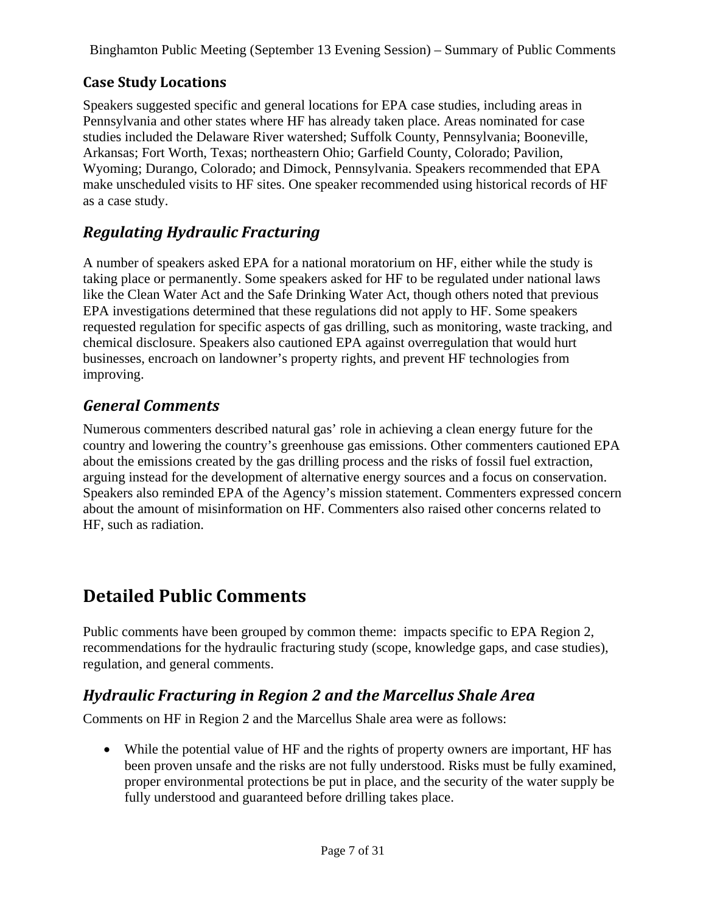### Case Study Locations

Speakers suggested specific and general locations for EPA case studies, including areas in Pennsylvania and other states where HF has already taken place. Areas nominated for case studies included the Delaware River watershed; Suffolk County, Pennsylvania; Booneville, Arkansas; Fort Worth, Texas; northeastern Ohio; Garfield County, Colorado; Pavilion, Wyoming; Durango, Colorado; and Dimock, Pennsylvania. Speakers recommended that EPA make unscheduled visits to HF sites. One speaker recommended using historical records of HF as a case study.

## *Regulating Hydraulic Fracturing*

A number of speakers asked EPA for a national moratorium on HF, either while the study is taking place or permanently. Some speakers asked for HF to be regulated under national laws like the Clean Water Act and the Safe Drinking Water Act, though others noted that previous EPA investigations determined that these regulations did not apply to HF. Some speakers requested regulation for specific aspects of gas drilling, such as monitoring, waste tracking, and chemical disclosure. Speakers also cautioned EPA against overregulation that would hurt businesses, encroach on landowner's property rights, and prevent HF technologies from improving.

## *General Comments*

Numerous commenters described natural gas' role in achieving a clean energy future for the country and lowering the country's greenhouse gas emissions. Other commenters cautioned EPA about the emissions created by the gas drilling process and the risks of fossil fuel extraction, arguing instead for the development of alternative energy sources and a focus on conservation. Speakers also reminded EPA of the Agency's mission statement. Commenters expressed concern about the amount of misinformation on HF. Commenters also raised other concerns related to HF, such as radiation.

# Detailed Public Comments

Public comments have been grouped by common theme: impacts specific to EPA Region 2, recommendations for the hydraulic fracturing study (scope, knowledge gaps, and case studies), regulation, and general comments.

## *Hydraulic Fracturing in Region 2 and the Marcellus Shale Area*

Comments on HF in Region 2 and the Marcellus Shale area were as follows:

- While the potential value of HF and the rights of property owners are important, HF has been proven unsafe and the risks are not fully understood. Risks must be fully examined, proper environmental protections be put in place, and the security of the water supply be fully understood and guaranteed before drilling takes place.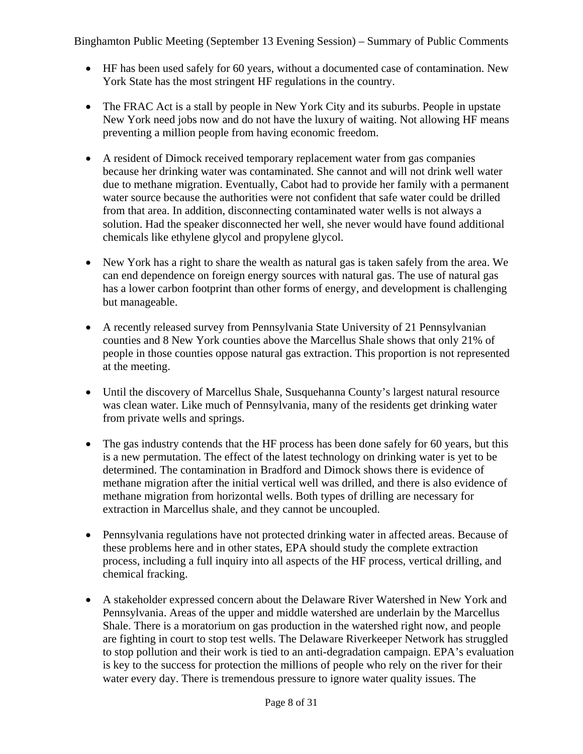- HF has been used safely for 60 years, without a documented case of contamination. New York State has the most stringent HF regulations in the country.

- The FRAC Act is a stall by people in New York City and its suburbs. People in upstate New York need jobs now and do not have the luxury of waiting. Not allowing HF means preventing a million people from having economic freedom.

- A resident of Dimock received temporary replacement water from gas companies because her drinking water was contaminated. She cannot and will not drink well water due to methane migration. Eventually, Cabot had to provide her family with a permanent water source because the authorities were not confident that safe water could be drilled from that area. In addition, disconnecting contaminated water wells is not always a solution. Had the speaker disconnected her well, she never would have found additional chemicals like ethylene glycol and propylene glycol.

- New York has a right to share the wealth as natural gas is taken safely from the area. We can end dependence on foreign energy sources with natural gas. The use of natural gas has a lower carbon footprint than other forms of energy, and development is challenging but manageable.

- A recently released survey from Pennsylvania State University of 21 Pennsylvanian counties and 8 New York counties above the Marcellus Shale shows that only 21% of people in those counties oppose natural gas extraction. This proportion is not represented at the meeting.

- Until the discovery of Marcellus Shale, Susquehanna County's largest natural resource was clean water. Like much of Pennsylvania, many of the residents get drinking water from private wells and springs.

- The gas industry contends that the HF process has been done safely for 60 years, but this is a new permutation. The effect of the latest technology on drinking water is yet to be determined. The contamination in Bradford and Dimock shows there is evidence of methane migration after the initial vertical well was drilled, and there is also evidence of methane migration from horizontal wells. Both types of drilling are necessary for extraction in Marcellus shale, and they cannot be uncoupled.

- Pennsylvania regulations have not protected drinking water in affected areas. Because of these problems here and in other states, EPA should study the complete extraction process, including a full inquiry into all aspects of the HF process, vertical drilling, and chemical fracking.

- A stakeholder expressed concern about the Delaware River Watershed in New York and Pennsylvania. Areas of the upper and middle watershed are underlain by the Marcellus Shale. There is a moratorium on gas production in the watershed right now, and people are fighting in court to stop test wells. The Delaware Riverkeeper Network has struggled to stop pollution and their work is tied to an anti-degradation campaign. EPA's evaluation is key to the success for protection the millions of people who rely on the river for their water every day. There is tremendous pressure to ignore water quality issues. The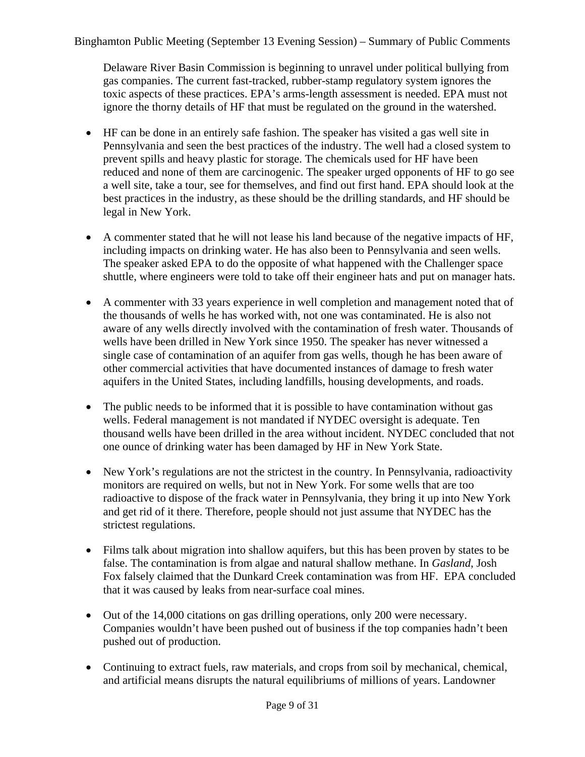Delaware River Basin Commission is beginning to unravel under political bullying from gas companies. The current fast-tracked, rubber-stamp regulatory system ignores the toxic aspects of these practices. EPA's arms-length assessment is needed. EPA must not ignore the thorny details of HF that must be regulated on the ground in the watershed.

- HF can be done in an entirely safe fashion. The speaker has visited a gas well site in Pennsylvania and seen the best practices of the industry. The well had a closed system to prevent spills and heavy plastic for storage. The chemicals used for HF have been reduced and none of them are carcinogenic. The speaker urged opponents of HF to go see a well site, take a tour, see for themselves, and find out first hand. EPA should look at the best practices in the industry, as these should be the drilling standards, and HF should be legal in New York.

- A commenter stated that he will not lease his land because of the negative impacts of HF, including impacts on drinking water. He has also been to Pennsylvania and seen wells. The speaker asked EPA to do the opposite of what happened with the Challenger space shuttle, where engineers were told to take off their engineer hats and put on manager hats.

- A commenter with 33 years experience in well completion and management noted that of the thousands of wells he has worked with, not one was contaminated. He is also not aware of any wells directly involved with the contamination of fresh water. Thousands of wells have been drilled in New York since 1950. The speaker has never witnessed a single case of contamination of an aquifer from gas wells, though he has been aware of other commercial activities that have documented instances of damage to fresh water aquifers in the United States, including landfills, housing developments, and roads.

- The public needs to be informed that it is possible to have contamination without gas wells. Federal management is not mandated if NYDEC oversight is adequate. Ten thousand wells have been drilled in the area without incident. NYDEC concluded that not one ounce of drinking water has been damaged by HF in New York State.

- New York's regulations are not the strictest in the country. In Pennsylvania, radioactivity monitors are required on wells, but not in New York. For some wells that are too radioactive to dispose of the frack water in Pennsylvania, they bring it up into New York and get rid of it there. Therefore, people should not just assume that NYDEC has the strictest regulations.

- Films talk about migration into shallow aquifers, but this has been proven by states to be false. The contamination is from algae and natural shallow methane. In *Gasland*, Josh Fox falsely claimed that the Dunkard Creek contamination was from HF. EPA concluded that it was caused by leaks from near-surface coal mines.

- Out of the 14,000 citations on gas drilling operations, only 200 were necessary. Companies wouldn't have been pushed out of business if the top companies hadn't been pushed out of production.

- Continuing to extract fuels, raw materials, and crops from soil by mechanical, chemical, and artificial means disrupts the natural equilibriums of millions of years. Landowner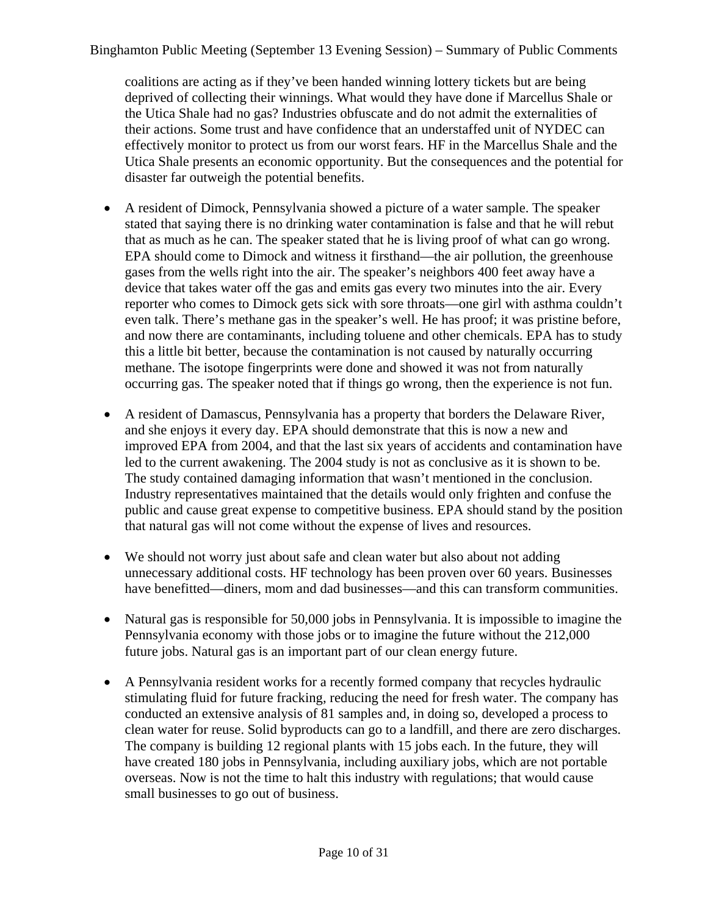coalitions are acting as if they've been handed winning lottery tickets but are being deprived of collecting their winnings. What would they have done if Marcellus Shale or the Utica Shale had no gas? Industries obfuscate and do not admit the externalities of their actions. Some trust and have confidence that an understaffed unit of NYDEC can effectively monitor to protect us from our worst fears. HF in the Marcellus Shale and the Utica Shale presents an economic opportunity. But the consequences and the potential for disaster far outweigh the potential benefits.

- A resident of Dimock, Pennsylvania showed a picture of a water sample. The speaker stated that saying there is no drinking water contamination is false and that he will rebut that as much as he can. The speaker stated that he is living proof of what can go wrong. EPA should come to Dimock and witness it firsthand—the air pollution, the greenhouse gases from the wells right into the air. The speaker's neighbors 400 feet away have a device that takes water off the gas and emits gas every two minutes into the air. Every reporter who comes to Dimock gets sick with sore throats—one girl with asthma couldn't even talk. There's methane gas in the speaker's well. He has proof; it was pristine before, and now there are contaminants, including toluene and other chemicals. EPA has to study this a little bit better, because the contamination is not caused by naturally occurring methane. The isotope fingerprints were done and showed it was not from naturally occurring gas. The speaker noted that if things go wrong, then the experience is not fun.

- A resident of Damascus, Pennsylvania has a property that borders the Delaware River, and she enjoys it every day. EPA should demonstrate that this is now a new and improved EPA from 2004, and that the last six years of accidents and contamination have led to the current awakening. The 2004 study is not as conclusive as it is shown to be. The study contained damaging information that wasn't mentioned in the conclusion. Industry representatives maintained that the details would only frighten and confuse the public and cause great expense to competitive business. EPA should stand by the position that natural gas will not come without the expense of lives and resources.

- We should not worry just about safe and clean water but also about not adding unnecessary additional costs. HF technology has been proven over 60 years. Businesses have benefitted—diners, mom and dad businesses—and this can transform communities.

- Natural gas is responsible for 50,000 jobs in Pennsylvania. It is impossible to imagine the Pennsylvania economy with those jobs or to imagine the future without the 212,000 future jobs. Natural gas is an important part of our clean energy future.

- A Pennsylvania resident works for a recently formed company that recycles hydraulic stimulating fluid for future fracking, reducing the need for fresh water. The company has conducted an extensive analysis of 81 samples and, in doing so, developed a process to clean water for reuse. Solid byproducts can go to a landfill, and there are zero discharges. The company is building 12 regional plants with 15 jobs each. In the future, they will have created 180 jobs in Pennsylvania, including auxiliary jobs, which are not portable overseas. Now is not the time to halt this industry with regulations; that would cause small businesses to go out of business.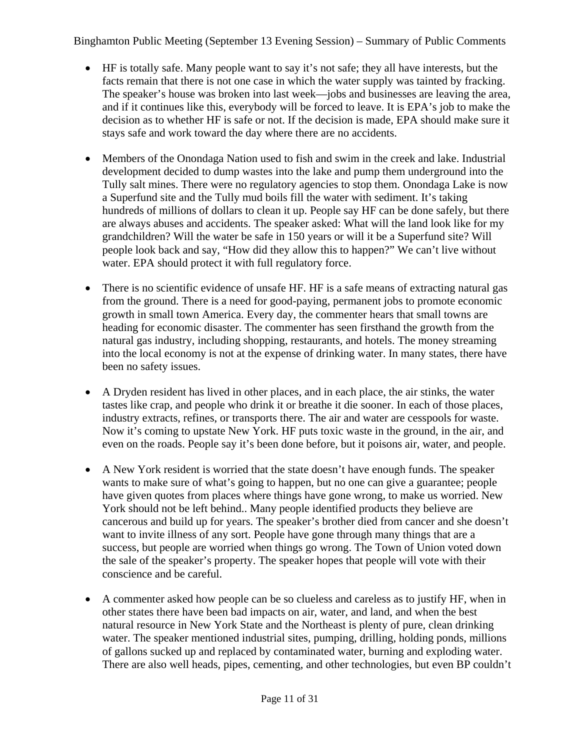- HF is totally safe. Many people want to say it's not safe; they all have interests, but the facts remain that there is not one case in which the water supply was tainted by fracking. The speaker's house was broken into last week—jobs and businesses are leaving the area, and if it continues like this, everybody will be forced to leave. It is EPA's job to make the decision as to whether HF is safe or not. If the decision is made, EPA should make sure it stays safe and work toward the day where there are no accidents.

- Members of the Onondaga Nation used to fish and swim in the creek and lake. Industrial development decided to dump wastes into the lake and pump them underground into the Tully salt mines. There were no regulatory agencies to stop them. Onondaga Lake is now a Superfund site and the Tully mud boils fill the water with sediment. It's taking hundreds of millions of dollars to clean it up. People say HF can be done safely, but there are always abuses and accidents. The speaker asked: What will the land look like for my grandchildren? Will the water be safe in 150 years or will it be a Superfund site? Will people look back and say, "How did they allow this to happen?" We can't live without water. EPA should protect it with full regulatory force.

- There is no scientific evidence of unsafe HF. HF is a safe means of extracting natural gas from the ground. There is a need for good-paying, permanent jobs to promote economic growth in small town America. Every day, the commenter hears that small towns are heading for economic disaster. The commenter has seen firsthand the growth from the natural gas industry, including shopping, restaurants, and hotels. The money streaming into the local economy is not at the expense of drinking water. In many states, there have been no safety issues.

- A Dryden resident has lived in other places, and in each place, the air stinks, the water tastes like crap, and people who drink it or breathe it die sooner. In each of those places, industry extracts, refines, or transports there. The air and water are cesspools for waste. Now it's coming to upstate New York. HF puts toxic waste in the ground, in the air, and even on the roads. People say it's been done before, but it poisons air, water, and people.

- A New York resident is worried that the state doesn't have enough funds. The speaker wants to make sure of what's going to happen, but no one can give a guarantee; people have given quotes from places where things have gone wrong, to make us worried. New York should not be left behind.. Many people identified products they believe are cancerous and build up for years. The speaker's brother died from cancer and she doesn't want to invite illness of any sort. People have gone through many things that are a success, but people are worried when things go wrong. The Town of Union voted down the sale of the speaker's property. The speaker hopes that people will vote with their conscience and be careful.

- A commenter asked how people can be so clueless and careless as to justify HF, when in other states there have been bad impacts on air, water, and land, and when the best natural resource in New York State and the Northeast is plenty of pure, clean drinking water. The speaker mentioned industrial sites, pumping, drilling, holding ponds, millions of gallons sucked up and replaced by contaminated water, burning and exploding water. There are also well heads, pipes, cementing, and other technologies, but even BP couldn't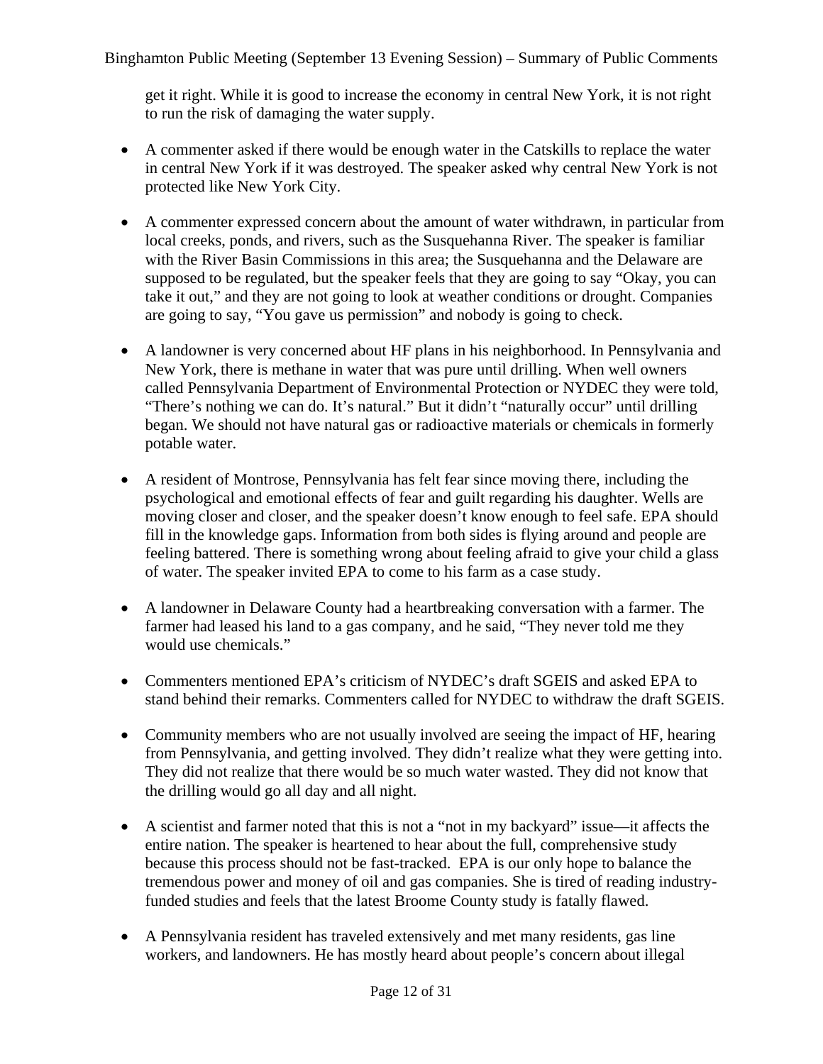get it right. While it is good to increase the economy in central New York, it is not right to run the risk of damaging the water supply.

- A commenter asked if there would be enough water in the Catskills to replace the water in central New York if it was destroyed. The speaker asked why central New York is not protected like New York City.

- A commenter expressed concern about the amount of water withdrawn, in particular from local creeks, ponds, and rivers, such as the Susquehanna River. The speaker is familiar with the River Basin Commissions in this area; the Susquehanna and the Delaware are supposed to be regulated, but the speaker feels that they are going to say "Okay, you can take it out," and they are not going to look at weather conditions or drought. Companies are going to say, "You gave us permission" and nobody is going to check.

- A landowner is very concerned about HF plans in his neighborhood. In Pennsylvania and New York, there is methane in water that was pure until drilling. When well owners called Pennsylvania Department of Environmental Protection or NYDEC they were told, "There's nothing we can do. It's natural." But it didn't "naturally occur" until drilling began. We should not have natural gas or radioactive materials or chemicals in formerly potable water.

- A resident of Montrose, Pennsylvania has felt fear since moving there, including the psychological and emotional effects of fear and guilt regarding his daughter. Wells are moving closer and closer, and the speaker doesn't know enough to feel safe. EPA should fill in the knowledge gaps. Information from both sides is flying around and people are feeling battered. There is something wrong about feeling afraid to give your child a glass of water. The speaker invited EPA to come to his farm as a case study.

- A landowner in Delaware County had a heartbreaking conversation with a farmer. The farmer had leased his land to a gas company, and he said, "They never told me they would use chemicals."

- Commenters mentioned EPA's criticism of NYDEC's draft SGEIS and asked EPA to stand behind their remarks. Commenters called for NYDEC to withdraw the draft SGEIS.

- Community members who are not usually involved are seeing the impact of HF, hearing from Pennsylvania, and getting involved. They didn't realize what they were getting into. They did not realize that there would be so much water wasted. They did not know that the drilling would go all day and all night.

- A scientist and farmer noted that this is not a "not in my backyard" issue—it affects the entire nation. The speaker is heartened to hear about the full, comprehensive study because this process should not be fast-tracked. EPA is our only hope to balance the tremendous power and money of oil and gas companies. She is tired of reading industry-funded studies and feels that the latest Broome County study is fatally flawed.

- A Pennsylvania resident has traveled extensively and met many residents, gas line workers, and landowners. He has mostly heard about people's concern about illegal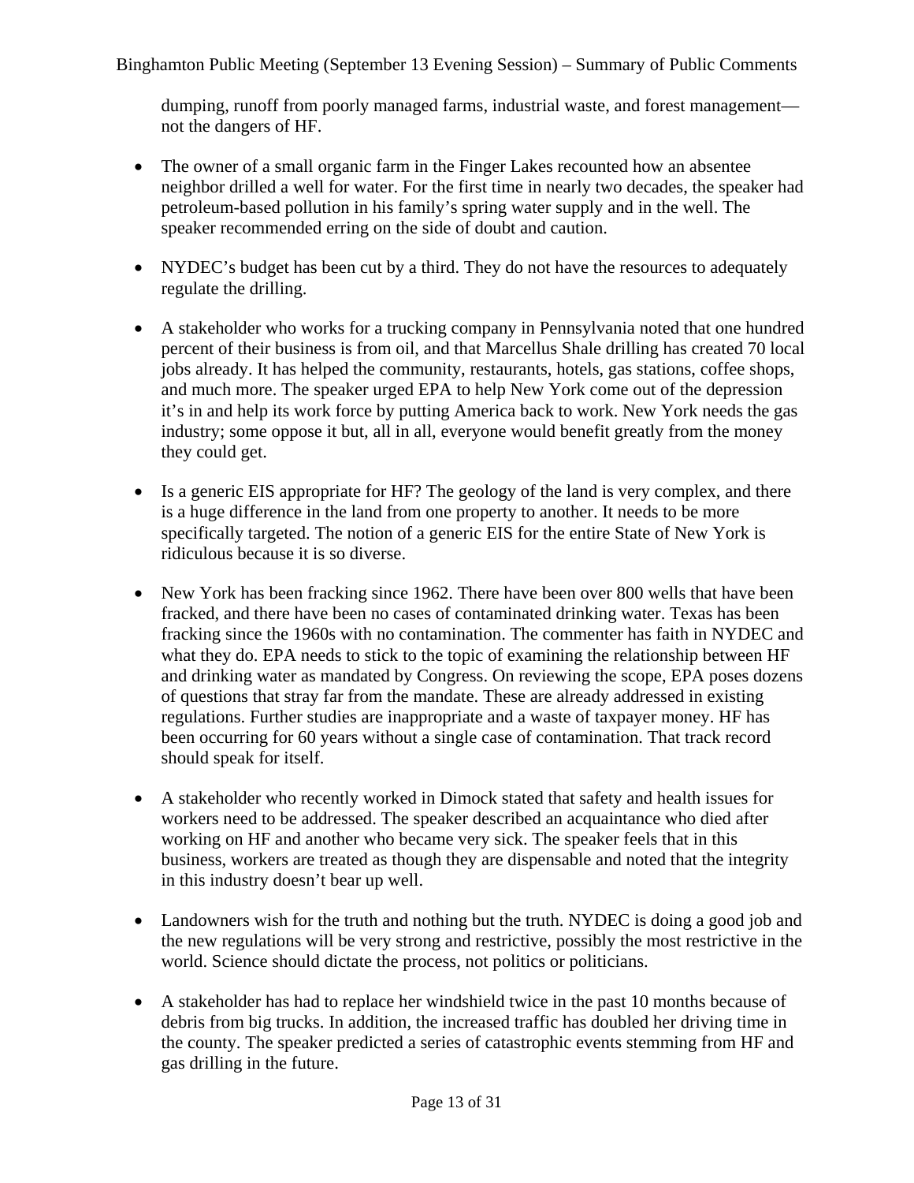dumping, runoff from poorly managed farms, industrial waste, and forest management—not the dangers of HF.

- The owner of a small organic farm in the Finger Lakes recounted how an absentee neighbor drilled a well for water. For the first time in nearly two decades, the speaker had petroleum-based pollution in his family's spring water supply and in the well. The speaker recommended erring on the side of doubt and caution.

- NYDEC's budget has been cut by a third. They do not have the resources to adequately regulate the drilling.

- A stakeholder who works for a trucking company in Pennsylvania noted that one hundred percent of their business is from oil, and that Marcellus Shale drilling has created 70 local jobs already. It has helped the community, restaurants, hotels, gas stations, coffee shops, and much more. The speaker urged EPA to help New York come out of the depression it's in and help its work force by putting America back to work. New York needs the gas industry; some oppose it but, all in all, everyone would benefit greatly from the money they could get.

- Is a generic EIS appropriate for HF? The geology of the land is very complex, and there is a huge difference in the land from one property to another. It needs to be more specifically targeted. The notion of a generic EIS for the entire State of New York is ridiculous because it is so diverse.

- New York has been fracking since 1962. There have been over 800 wells that have been fracked, and there have been no cases of contaminated drinking water. Texas has been fracking since the 1960s with no contamination. The commenter has faith in NYDEC and what they do. EPA needs to stick to the topic of examining the relationship between HF and drinking water as mandated by Congress. On reviewing the scope, EPA poses dozens of questions that stray far from the mandate. These are already addressed in existing regulations. Further studies are inappropriate and a waste of taxpayer money. HF has been occurring for 60 years without a single case of contamination. That track record should speak for itself.

- A stakeholder who recently worked in Dimock stated that safety and health issues for workers need to be addressed. The speaker described an acquaintance who died after working on HF and another who became very sick. The speaker feels that in this business, workers are treated as though they are dispensable and noted that the integrity in this industry doesn't bear up well.

- Landowners wish for the truth and nothing but the truth. NYDEC is doing a good job and the new regulations will be very strong and restrictive, possibly the most restrictive in the world. Science should dictate the process, not politics or politicians.

- A stakeholder has had to replace her windshield twice in the past 10 months because of debris from big trucks. In addition, the increased traffic has doubled her driving time in the county. The speaker predicted a series of catastrophic events stemming from HF and gas drilling in the future.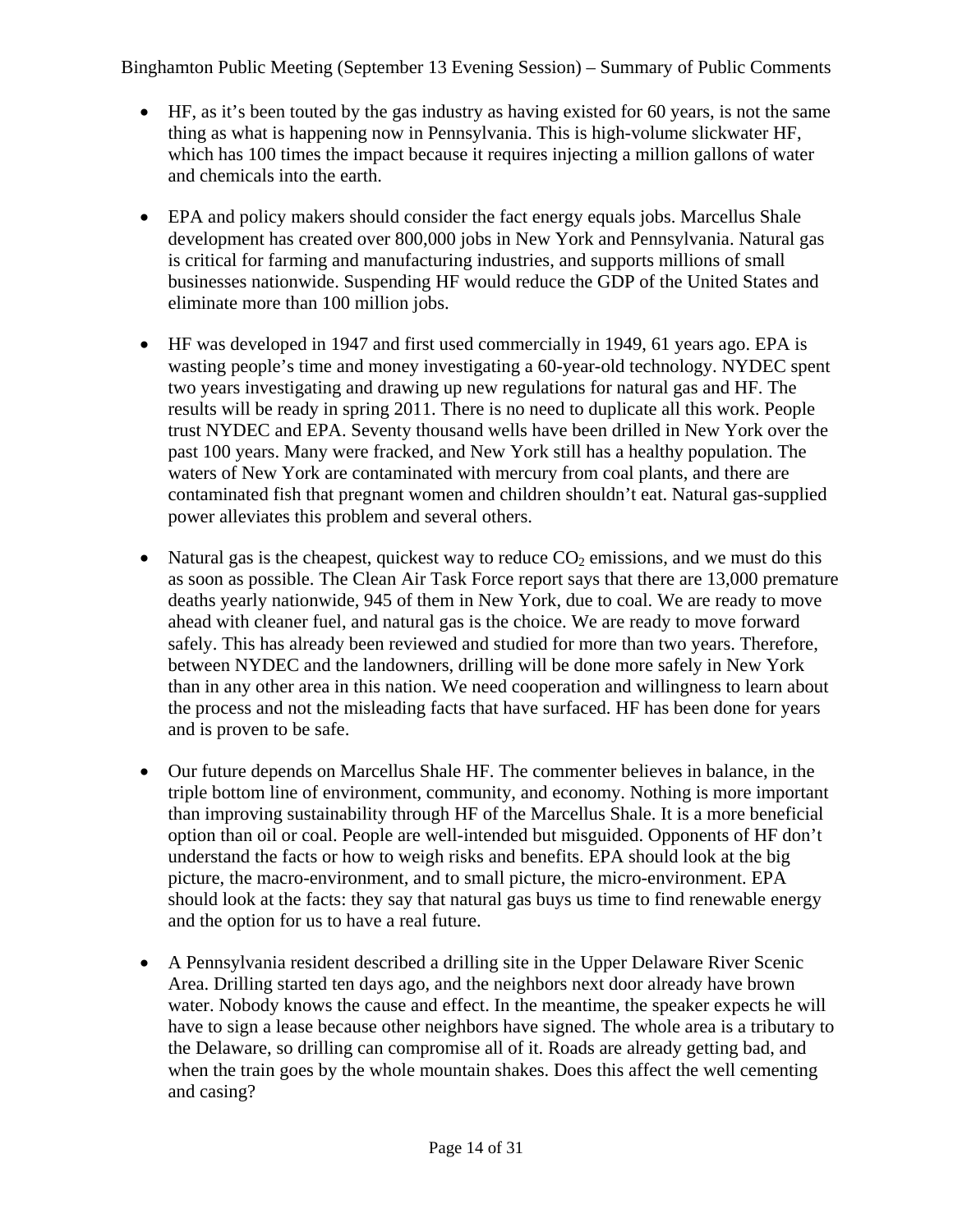- HF, as it's been touted by the gas industry as having existed for 60 years, is not the same thing as what is happening now in Pennsylvania. This is high-volume slickwater HF, which has 100 times the impact because it requires injecting a million gallons of water and chemicals into the earth.

- EPA and policy makers should consider the fact energy equals jobs. Marcellus Shale development has created over 800,000 jobs in New York and Pennsylvania. Natural gas is critical for farming and manufacturing industries, and supports millions of small businesses nationwide. Suspending HF would reduce the GDP of the United States and eliminate more than 100 million jobs.

- HF was developed in 1947 and first used commercially in 1949, 61 years ago. EPA is wasting people's time and money investigating a 60-year-old technology. NYDEC spent two years investigating and drawing up new regulations for natural gas and HF. The results will be ready in spring 2011. There is no need to duplicate all this work. People trust NYDEC and EPA. Seventy thousand wells have been drilled in New York over the past 100 years. Many were fracked, and New York still has a healthy population. The waters of New York are contaminated with mercury from coal plants, and there are contaminated fish that pregnant women and children shouldn't eat. Natural gas-supplied power alleviates this problem and several others.

- Natural gas is the cheapest, quickest way to reduce $CO_2$ emissions, and we must do this as soon as possible. The Clean Air Task Force report says that there are 13,000 premature deaths yearly nationwide, 945 of them in New York, due to coal. We are ready to move ahead with cleaner fuel, and natural gas is the choice. We are ready to move forward safely. This has already been reviewed and studied for more than two years. Therefore, between NYDEC and the landowners, drilling will be done more safely in New York than in any other area in this nation. We need cooperation and willingness to learn about the process and not the misleading facts that have surfaced. HF has been done for years and is proven to be safe.

- Our future depends on Marcellus Shale HF. The commenter believes in balance, in the triple bottom line of environment, community, and economy. Nothing is more important than improving sustainability through HF of the Marcellus Shale. It is a more beneficial option than oil or coal. People are well-intended but misguided. Opponents of HF don't understand the facts or how to weigh risks and benefits. EPA should look at the big picture, the macro-environment, and to small picture, the micro-environment. EPA should look at the facts: they say that natural gas buys us time to find renewable energy and the option for us to have a real future.

- A Pennsylvania resident described a drilling site in the Upper Delaware River Scenic Area. Drilling started ten days ago, and the neighbors next door already have brown water. Nobody knows the cause and effect. In the meantime, the speaker expects he will have to sign a lease because other neighbors have signed. The whole area is a tributary to the Delaware, so drilling can compromise all of it. Roads are already getting bad, and when the train goes by the whole mountain shakes. Does this affect the well cementing and casing?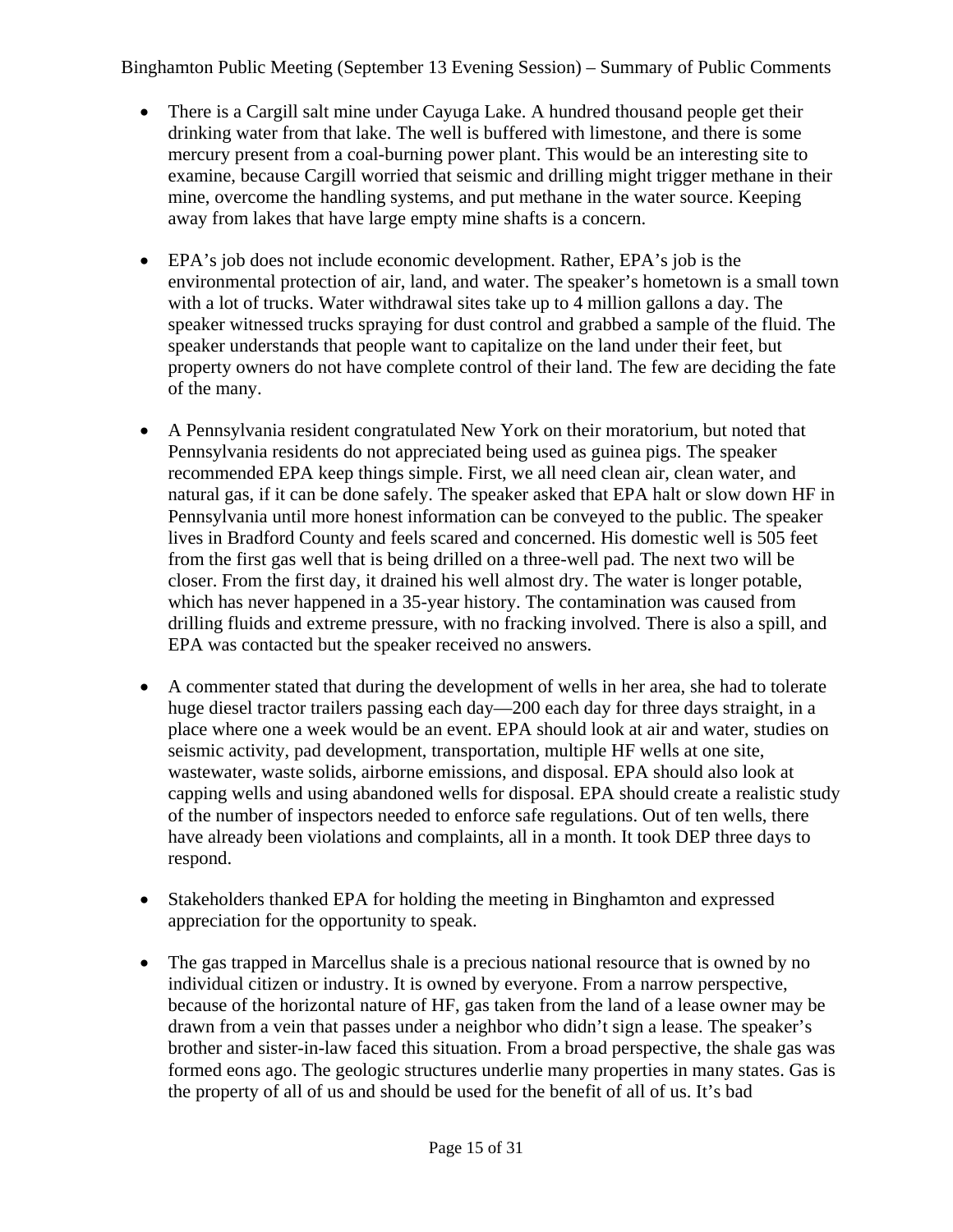- There is a Cargill salt mine under Cayuga Lake. A hundred thousand people get their drinking water from that lake. The well is buffered with limestone, and there is some mercury present from a coal-burning power plant. This would be an interesting site to examine, because Cargill worried that seismic and drilling might trigger methane in their mine, overcome the handling systems, and put methane in the water source. Keeping away from lakes that have large empty mine shafts is a concern.

- EPA's job does not include economic development. Rather, EPA's job is the environmental protection of air, land, and water. The speaker's hometown is a small town with a lot of trucks. Water withdrawal sites take up to 4 million gallons a day. The speaker witnessed trucks spraying for dust control and grabbed a sample of the fluid. The speaker understands that people want to capitalize on the land under their feet, but property owners do not have complete control of their land. The few are deciding the fate of the many.

- A Pennsylvania resident congratulated New York on their moratorium, but noted that Pennsylvania residents do not appreciated being used as guinea pigs. The speaker recommended EPA keep things simple. First, we all need clean air, clean water, and natural gas, if it can be done safely. The speaker asked that EPA halt or slow down HF in Pennsylvania until more honest information can be conveyed to the public. The speaker lives in Bradford County and feels scared and concerned. His domestic well is 505 feet from the first gas well that is being drilled on a three-well pad. The next two will be closer. From the first day, it drained his well almost dry. The water is longer potable, which has never happened in a 35-year history. The contamination was caused from drilling fluids and extreme pressure, with no fracking involved. There is also a spill, and EPA was contacted but the speaker received no answers.

- A commenter stated that during the development of wells in her area, she had to tolerate huge diesel tractor trailers passing each day—200 each day for three days straight, in a place where one a week would be an event. EPA should look at air and water, studies on seismic activity, pad development, transportation, multiple HF wells at one site, wastewater, waste solids, airborne emissions, and disposal. EPA should also look at capping wells and using abandoned wells for disposal. EPA should create a realistic study of the number of inspectors needed to enforce safe regulations. Out of ten wells, there have already been violations and complaints, all in a month. It took DEP three days to respond.

- Stakeholders thanked EPA for holding the meeting in Binghamton and expressed appreciation for the opportunity to speak.

- The gas trapped in Marcellus shale is a precious national resource that is owned by no individual citizen or industry. It is owned by everyone. From a narrow perspective, because of the horizontal nature of HF, gas taken from the land of a lease owner may be drawn from a vein that passes under a neighbor who didn't sign a lease. The speaker's brother and sister-in-law faced this situation. From a broad perspective, the shale gas was formed eons ago. The geologic structures underlie many properties in many states. Gas is the property of all of us and should be used for the benefit of all of us. It's bad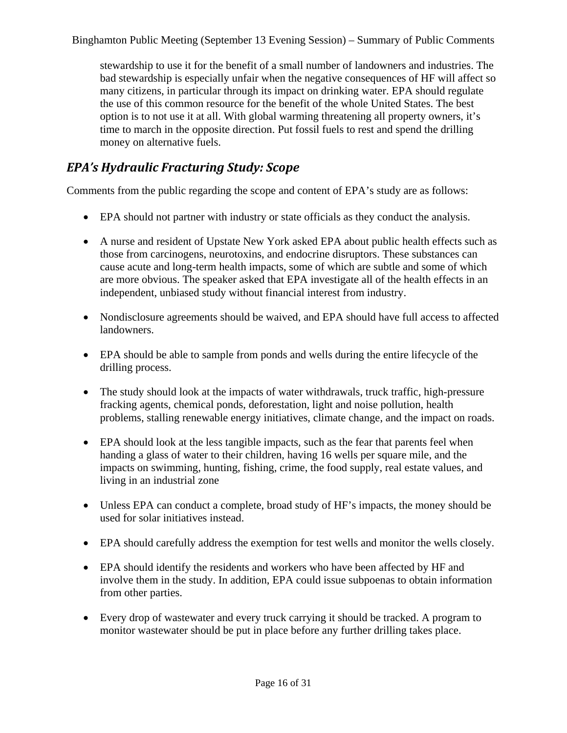stewardship to use it for the benefit of a small number of landowners and industries. The bad stewardship is especially unfair when the negative consequences of HF will affect so many citizens, in particular through its impact on drinking water. EPA should regulate the use of this common resource for the benefit of the whole United States. The best option is to not use it at all. With global warming threatening all property owners, it's time to march in the opposite direction. Put fossil fuels to rest and spend the drilling money on alternative fuels.

## *EPA's Hydraulic Fracturing Study: Scope*

Comments from the public regarding the scope and content of EPA's study are as follows:

- EPA should not partner with industry or state officials as they conduct the analysis.
- A nurse and resident of Upstate New York asked EPA about public health effects such as those from carcinogens, neurotoxins, and endocrine disruptors. These substances can cause acute and long-term health impacts, some of which are subtle and some of which are more obvious. The speaker asked that EPA investigate all of the health effects in an independent, unbiased study without financial interest from industry.
- Nondisclosure agreements should be waived, and EPA should have full access to affected landowners.
- EPA should be able to sample from ponds and wells during the entire lifecycle of the drilling process.
- The study should look at the impacts of water withdrawals, truck traffic, high-pressure fracking agents, chemical ponds, deforestation, light and noise pollution, health problems, stalling renewable energy initiatives, climate change, and the impact on roads.
- EPA should look at the less tangible impacts, such as the fear that parents feel when handing a glass of water to their children, having 16 wells per square mile, and the impacts on swimming, hunting, fishing, crime, the food supply, real estate values, and living in an industrial zone
- Unless EPA can conduct a complete, broad study of HF's impacts, the money should be used for solar initiatives instead.
- EPA should carefully address the exemption for test wells and monitor the wells closely.
- EPA should identify the residents and workers who have been affected by HF and involve them in the study. In addition, EPA could issue subpoenas to obtain information from other parties.
- Every drop of wastewater and every truck carrying it should be tracked. A program to monitor wastewater should be put in place before any further drilling takes place.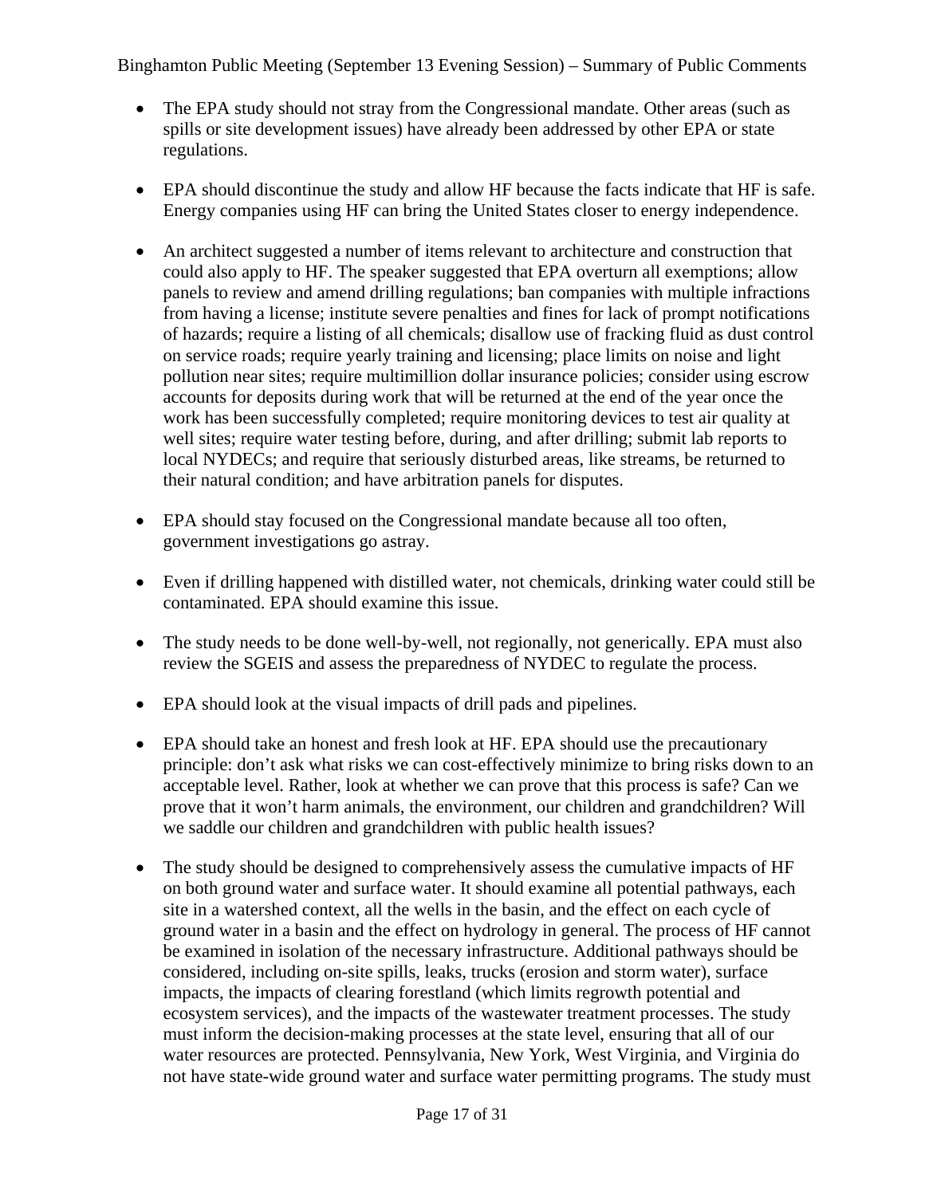- The EPA study should not stray from the Congressional mandate. Other areas (such as spills or site development issues) have already been addressed by other EPA or state regulations.

- EPA should discontinue the study and allow HF because the facts indicate that HF is safe. Energy companies using HF can bring the United States closer to energy independence.

- An architect suggested a number of items relevant to architecture and construction that could also apply to HF. The speaker suggested that EPA overturn all exemptions; allow panels to review and amend drilling regulations; ban companies with multiple infractions from having a license; institute severe penalties and fines for lack of prompt notifications of hazards; require a listing of all chemicals; disallow use of fracking fluid as dust control on service roads; require yearly training and licensing; place limits on noise and light pollution near sites; require multimillion dollar insurance policies; consider using escrow accounts for deposits during work that will be returned at the end of the year once the work has been successfully completed; require monitoring devices to test air quality at well sites; require water testing before, during, and after drilling; submit lab reports to local NYDECs; and require that seriously disturbed areas, like streams, be returned to their natural condition; and have arbitration panels for disputes.

- EPA should stay focused on the Congressional mandate because all too often, government investigations go astray.

- Even if drilling happened with distilled water, not chemicals, drinking water could still be contaminated. EPA should examine this issue.

- The study needs to be done well-by-well, not regionally, not generically. EPA must also review the SGEIS and assess the preparedness of NYDEC to regulate the process.

- EPA should look at the visual impacts of drill pads and pipelines.

- EPA should take an honest and fresh look at HF. EPA should use the precautionary principle: don't ask what risks we can cost-effectively minimize to bring risks down to an acceptable level. Rather, look at whether we can prove that this process is safe? Can we prove that it won't harm animals, the environment, our children and grandchildren? Will we saddle our children and grandchildren with public health issues?

- The study should be designed to comprehensively assess the cumulative impacts of HF on both ground water and surface water. It should examine all potential pathways, each site in a watershed context, all the wells in the basin, and the effect on each cycle of ground water in a basin and the effect on hydrology in general. The process of HF cannot be examined in isolation of the necessary infrastructure. Additional pathways should be considered, including on-site spills, leaks, trucks (erosion and storm water), surface impacts, the impacts of clearing forestland (which limits regrowth potential and ecosystem services), and the impacts of the wastewater treatment processes. The study must inform the decision-making processes at the state level, ensuring that all of our water resources are protected. Pennsylvania, New York, West Virginia, and Virginia do not have state-wide ground water and surface water permitting programs. The study must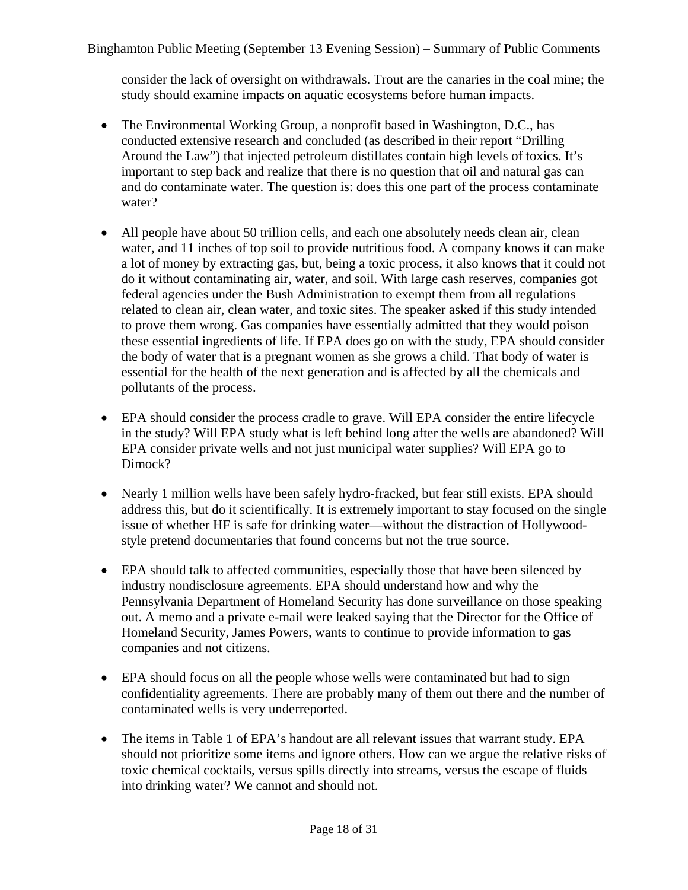consider the lack of oversight on withdrawals. Trout are the canaries in the coal mine; the study should examine impacts on aquatic ecosystems before human impacts.

- The Environmental Working Group, a nonprofit based in Washington, D.C., has conducted extensive research and concluded (as described in their report "Drilling Around the Law") that injected petroleum distillates contain high levels of toxics. It's important to step back and realize that there is no question that oil and natural gas can and do contaminate water. The question is: does this one part of the process contaminate water?

- All people have about 50 trillion cells, and each one absolutely needs clean air, clean water, and 11 inches of top soil to provide nutritious food. A company knows it can make a lot of money by extracting gas, but, being a toxic process, it also knows that it could not do it without contaminating air, water, and soil. With large cash reserves, companies got federal agencies under the Bush Administration to exempt them from all regulations related to clean air, clean water, and toxic sites. The speaker asked if this study intended to prove them wrong. Gas companies have essentially admitted that they would poison these essential ingredients of life. If EPA does go on with the study, EPA should consider the body of water that is a pregnant women as she grows a child. That body of water is essential for the health of the next generation and is affected by all the chemicals and pollutants of the process.

- EPA should consider the process cradle to grave. Will EPA consider the entire lifecycle in the study? Will EPA study what is left behind long after the wells are abandoned? Will EPA consider private wells and not just municipal water supplies? Will EPA go to Dimock?

- Nearly 1 million wells have been safely hydro-fracked, but fear still exists. EPA should address this, but do it scientifically. It is extremely important to stay focused on the single issue of whether HF is safe for drinking water—without the distraction of Hollywood-style pretend documentaries that found concerns but not the true source.

- EPA should talk to affected communities, especially those that have been silenced by industry nondisclosure agreements. EPA should understand how and why the Pennsylvania Department of Homeland Security has done surveillance on those speaking out. A memo and a private e-mail were leaked saying that the Director for the Office of Homeland Security, James Powers, wants to continue to provide information to gas companies and not citizens.

- EPA should focus on all the people whose wells were contaminated but had to sign confidentiality agreements. There are probably many of them out there and the number of contaminated wells is very underreported.

- The items in Table 1 of EPA's handout are all relevant issues that warrant study. EPA should not prioritize some items and ignore others. How can we argue the relative risks of toxic chemical cocktails, versus spills directly into streams, versus the escape of fluids into drinking water? We cannot and should not.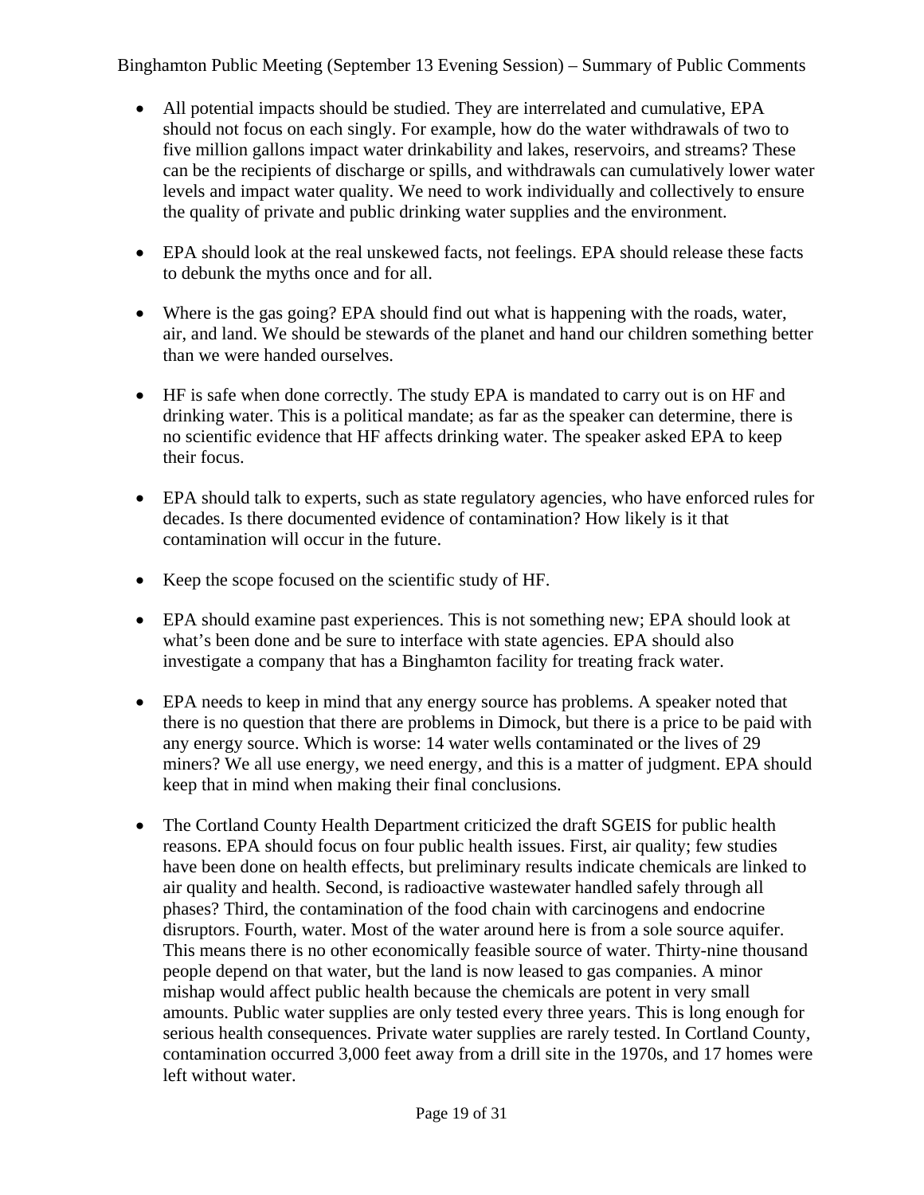- All potential impacts should be studied. They are interrelated and cumulative, EPA should not focus on each singly. For example, how do the water withdrawals of two to five million gallons impact water drinkability and lakes, reservoirs, and streams? These can be the recipients of discharge or spills, and withdrawals can cumulatively lower water levels and impact water quality. We need to work individually and collectively to ensure the quality of private and public drinking water supplies and the environment.

- EPA should look at the real unskewed facts, not feelings. EPA should release these facts to debunk the myths once and for all.

- Where is the gas going? EPA should find out what is happening with the roads, water, air, and land. We should be stewards of the planet and hand our children something better than we were handed ourselves.

- HF is safe when done correctly. The study EPA is mandated to carry out is on HF and drinking water. This is a political mandate; as far as the speaker can determine, there is no scientific evidence that HF affects drinking water. The speaker asked EPA to keep their focus.

- EPA should talk to experts, such as state regulatory agencies, who have enforced rules for decades. Is there documented evidence of contamination? How likely is it that contamination will occur in the future.

- Keep the scope focused on the scientific study of HF.

- EPA should examine past experiences. This is not something new; EPA should look at what's been done and be sure to interface with state agencies. EPA should also investigate a company that has a Binghamton facility for treating frack water.

- EPA needs to keep in mind that any energy source has problems. A speaker noted that there is no question that there are problems in Dimock, but there is a price to be paid with any energy source. Which is worse: 14 water wells contaminated or the lives of 29 miners? We all use energy, we need energy, and this is a matter of judgment. EPA should keep that in mind when making their final conclusions.

- The Cortland County Health Department criticized the draft SGEIS for public health reasons. EPA should focus on four public health issues. First, air quality; few studies have been done on health effects, but preliminary results indicate chemicals are linked to air quality and health. Second, is radioactive wastewater handled safely through all phases? Third, the contamination of the food chain with carcinogens and endocrine disruptors. Fourth, water. Most of the water around here is from a sole source aquifer. This means there is no other economically feasible source of water. Thirty-nine thousand people depend on that water, but the land is now leased to gas companies. A minor mishap would affect public health because the chemicals are potent in very small amounts. Public water supplies are only tested every three years. This is long enough for serious health consequences. Private water supplies are rarely tested. In Cortland County, contamination occurred 3,000 feet away from a drill site in the 1970s, and 17 homes were left without water.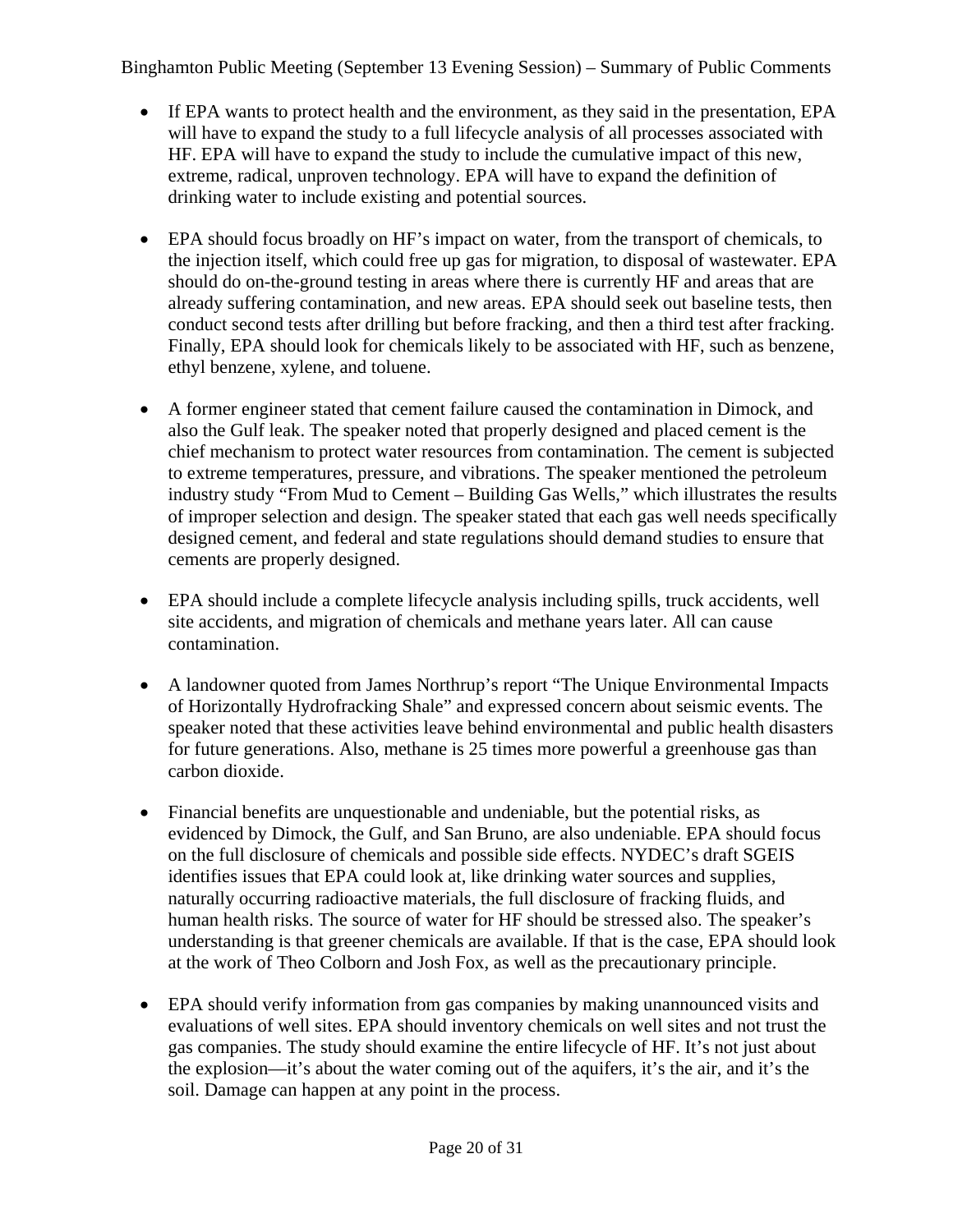- If EPA wants to protect health and the environment, as they said in the presentation, EPA will have to expand the study to a full lifecycle analysis of all processes associated with HF. EPA will have to expand the study to include the cumulative impact of this new, extreme, radical, unproven technology. EPA will have to expand the definition of drinking water to include existing and potential sources.

- EPA should focus broadly on HF's impact on water, from the transport of chemicals, to the injection itself, which could free up gas for migration, to disposal of wastewater. EPA should do on-the-ground testing in areas where there is currently HF and areas that are already suffering contamination, and new areas. EPA should seek out baseline tests, then conduct second tests after drilling but before fracking, and then a third test after fracking. Finally, EPA should look for chemicals likely to be associated with HF, such as benzene, ethyl benzene, xylene, and toluene.

- A former engineer stated that cement failure caused the contamination in Dimock, and also the Gulf leak. The speaker noted that properly designed and placed cement is the chief mechanism to protect water resources from contamination. The cement is subjected to extreme temperatures, pressure, and vibrations. The speaker mentioned the petroleum industry study "From Mud to Cement – Building Gas Wells," which illustrates the results of improper selection and design. The speaker stated that each gas well needs specifically designed cement, and federal and state regulations should demand studies to ensure that cements are properly designed.

- EPA should include a complete lifecycle analysis including spills, truck accidents, well site accidents, and migration of chemicals and methane years later. All can cause contamination.

- A landowner quoted from James Northrup's report "The Unique Environmental Impacts of Horizontally Hydrofracking Shale" and expressed concern about seismic events. The speaker noted that these activities leave behind environmental and public health disasters for future generations. Also, methane is 25 times more powerful a greenhouse gas than carbon dioxide.

- Financial benefits are unquestionable and undeniable, but the potential risks, as evidenced by Dimock, the Gulf, and San Bruno, are also undeniable. EPA should focus on the full disclosure of chemicals and possible side effects. NYDEC's draft SGEIS identifies issues that EPA could look at, like drinking water sources and supplies, naturally occurring radioactive materials, the full disclosure of fracking fluids, and human health risks. The source of water for HF should be stressed also. The speaker's understanding is that greener chemicals are available. If that is the case, EPA should look at the work of Theo Colborn and Josh Fox, as well as the precautionary principle.

- EPA should verify information from gas companies by making unannounced visits and evaluations of well sites. EPA should inventory chemicals on well sites and not trust the gas companies. The study should examine the entire lifecycle of HF. It's not just about the explosion—it's about the water coming out of the aquifers, it's the air, and it's the soil. Damage can happen at any point in the process.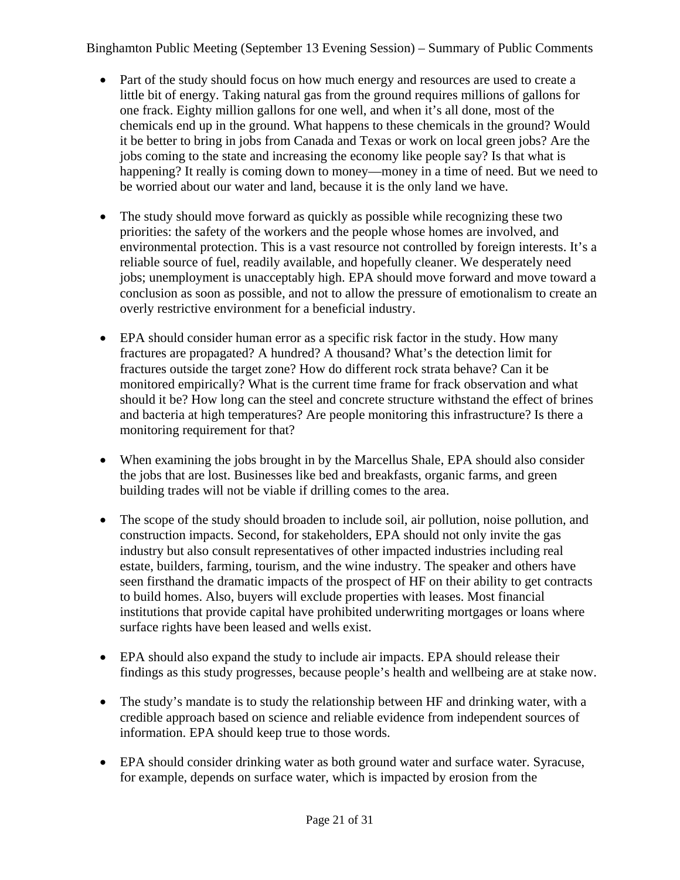- Part of the study should focus on how much energy and resources are used to create a little bit of energy. Taking natural gas from the ground requires millions of gallons for one frack. Eighty million gallons for one well, and when it's all done, most of the chemicals end up in the ground. What happens to these chemicals in the ground? Would it be better to bring in jobs from Canada and Texas or work on local green jobs? Are the jobs coming to the state and increasing the economy like people say? Is that what is happening? It really is coming down to money—money in a time of need. But we need to be worried about our water and land, because it is the only land we have.

- The study should move forward as quickly as possible while recognizing these two priorities: the safety of the workers and the people whose homes are involved, and environmental protection. This is a vast resource not controlled by foreign interests. It's a reliable source of fuel, readily available, and hopefully cleaner. We desperately need jobs; unemployment is unacceptably high. EPA should move forward and move toward a conclusion as soon as possible, and not to allow the pressure of emotionalism to create an overly restrictive environment for a beneficial industry.

- EPA should consider human error as a specific risk factor in the study. How many fractures are propagated? A hundred? A thousand? What's the detection limit for fractures outside the target zone? How do different rock strata behave? Can it be monitored empirically? What is the current time frame for frack observation and what should it be? How long can the steel and concrete structure withstand the effect of brines and bacteria at high temperatures? Are people monitoring this infrastructure? Is there a monitoring requirement for that?

- When examining the jobs brought in by the Marcellus Shale, EPA should also consider the jobs that are lost. Businesses like bed and breakfasts, organic farms, and green building trades will not be viable if drilling comes to the area.

- The scope of the study should broaden to include soil, air pollution, noise pollution, and construction impacts. Second, for stakeholders, EPA should not only invite the gas industry but also consult representatives of other impacted industries including real estate, builders, farming, tourism, and the wine industry. The speaker and others have seen firsthand the dramatic impacts of the prospect of HF on their ability to get contracts to build homes. Also, buyers will exclude properties with leases. Most financial institutions that provide capital have prohibited underwriting mortgages or loans where surface rights have been leased and wells exist.

- EPA should also expand the study to include air impacts. EPA should release their findings as this study progresses, because people's health and wellbeing are at stake now.

- The study's mandate is to study the relationship between HF and drinking water, with a credible approach based on science and reliable evidence from independent sources of information. EPA should keep true to those words.

- EPA should consider drinking water as both ground water and surface water. Syracuse, for example, depends on surface water, which is impacted by erosion from the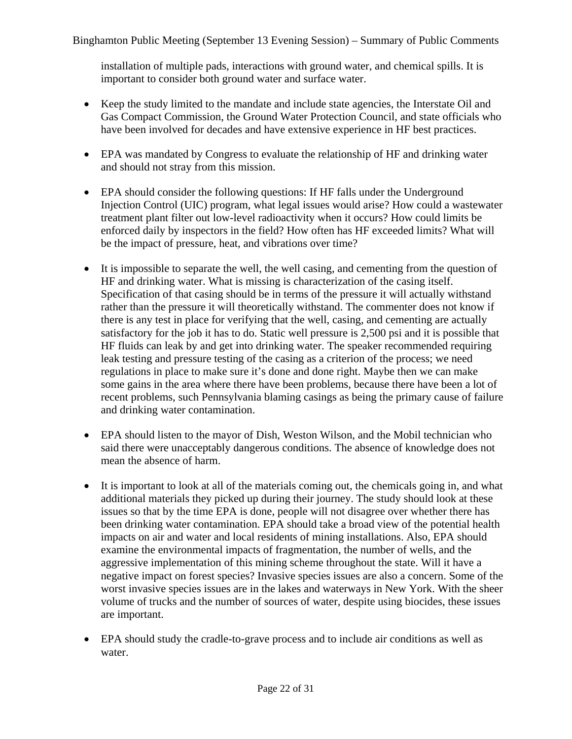installation of multiple pads, interactions with ground water, and chemical spills. It is important to consider both ground water and surface water.

- Keep the study limited to the mandate and include state agencies, the Interstate Oil and Gas Compact Commission, the Ground Water Protection Council, and state officials who have been involved for decades and have extensive experience in HF best practices.

- EPA was mandated by Congress to evaluate the relationship of HF and drinking water and should not stray from this mission.

- EPA should consider the following questions: If HF falls under the Underground Injection Control (UIC) program, what legal issues would arise? How could a wastewater treatment plant filter out low-level radioactivity when it occurs? How could limits be enforced daily by inspectors in the field? How often has HF exceeded limits? What will be the impact of pressure, heat, and vibrations over time?

- It is impossible to separate the well, the well casing, and cementing from the question of HF and drinking water. What is missing is characterization of the casing itself. Specification of that casing should be in terms of the pressure it will actually withstand rather than the pressure it will theoretically withstand. The commenter does not know if there is any test in place for verifying that the well, casing, and cementing are actually satisfactory for the job it has to do. Static well pressure is 2,500 psi and it is possible that HF fluids can leak by and get into drinking water. The speaker recommended requiring leak testing and pressure testing of the casing as a criterion of the process; we need regulations in place to make sure it's done and done right. Maybe then we can make some gains in the area where there have been problems, because there have been a lot of recent problems, such Pennsylvania blaming casings as being the primary cause of failure and drinking water contamination.

- EPA should listen to the mayor of Dish, Weston Wilson, and the Mobil technician who said there were unacceptably dangerous conditions. The absence of knowledge does not mean the absence of harm.

- It is important to look at all of the materials coming out, the chemicals going in, and what additional materials they picked up during their journey. The study should look at these issues so that by the time EPA is done, people will not disagree over whether there has been drinking water contamination. EPA should take a broad view of the potential health impacts on air and water and local residents of mining installations. Also, EPA should examine the environmental impacts of fragmentation, the number of wells, and the aggressive implementation of this mining scheme throughout the state. Will it have a negative impact on forest species? Invasive species issues are also a concern. Some of the worst invasive species issues are in the lakes and waterways in New York. With the sheer volume of trucks and the number of sources of water, despite using biocides, these issues are important.

- EPA should study the cradle-to-grave process and to include air conditions as well as water.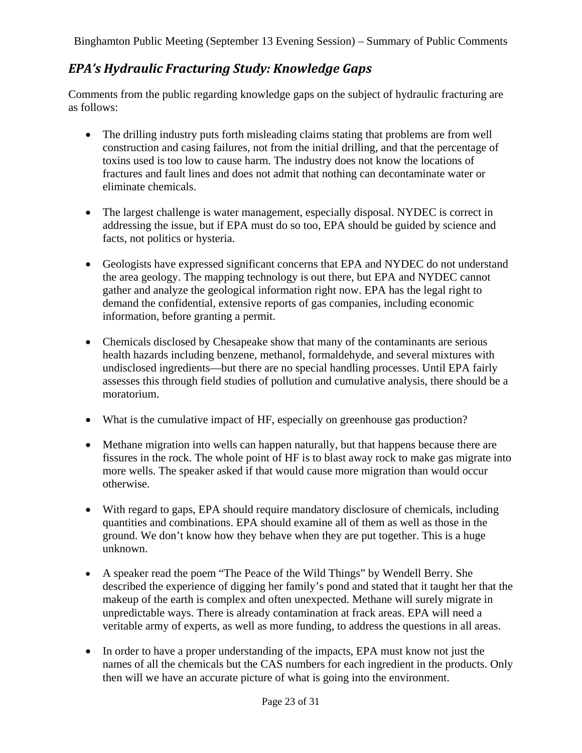## *EPA's Hydraulic Fracturing Study: Knowledge Gaps*

Comments from the public regarding knowledge gaps on the subject of hydraulic fracturing are as follows:

- The drilling industry puts forth misleading claims stating that problems are from well construction and casing failures, not from the initial drilling, and that the percentage of toxins used is too low to cause harm. The industry does not know the locations of fractures and fault lines and does not admit that nothing can decontaminate water or eliminate chemicals.

- The largest challenge is water management, especially disposal. NYDEC is correct in addressing the issue, but if EPA must do so too, EPA should be guided by science and facts, not politics or hysteria.

- Geologists have expressed significant concerns that EPA and NYDEC do not understand the area geology. The mapping technology is out there, but EPA and NYDEC cannot gather and analyze the geological information right now. EPA has the legal right to demand the confidential, extensive reports of gas companies, including economic information, before granting a permit.

- Chemicals disclosed by Chesapeake show that many of the contaminants are serious health hazards including benzene, methanol, formaldehyde, and several mixtures with undisclosed ingredients—but there are no special handling processes. Until EPA fairly assesses this through field studies of pollution and cumulative analysis, there should be a moratorium.

- What is the cumulative impact of HF, especially on greenhouse gas production?

- Methane migration into wells can happen naturally, but that happens because there are fissures in the rock. The whole point of HF is to blast away rock to make gas migrate into more wells. The speaker asked if that would cause more migration than would occur otherwise.

- With regard to gaps, EPA should require mandatory disclosure of chemicals, including quantities and combinations. EPA should examine all of them as well as those in the ground. We don't know how they behave when they are put together. This is a huge unknown.

- A speaker read the poem "The Peace of the Wild Things" by Wendell Berry. She described the experience of digging her family's pond and stated that it taught her that the makeup of the earth is complex and often unexpected. Methane will surely migrate in unpredictable ways. There is already contamination at frack areas. EPA will need a veritable army of experts, as well as more funding, to address the questions in all areas.

- In order to have a proper understanding of the impacts, EPA must know not just the names of all the chemicals but the CAS numbers for each ingredient in the products. Only then will we have an accurate picture of what is going into the environment.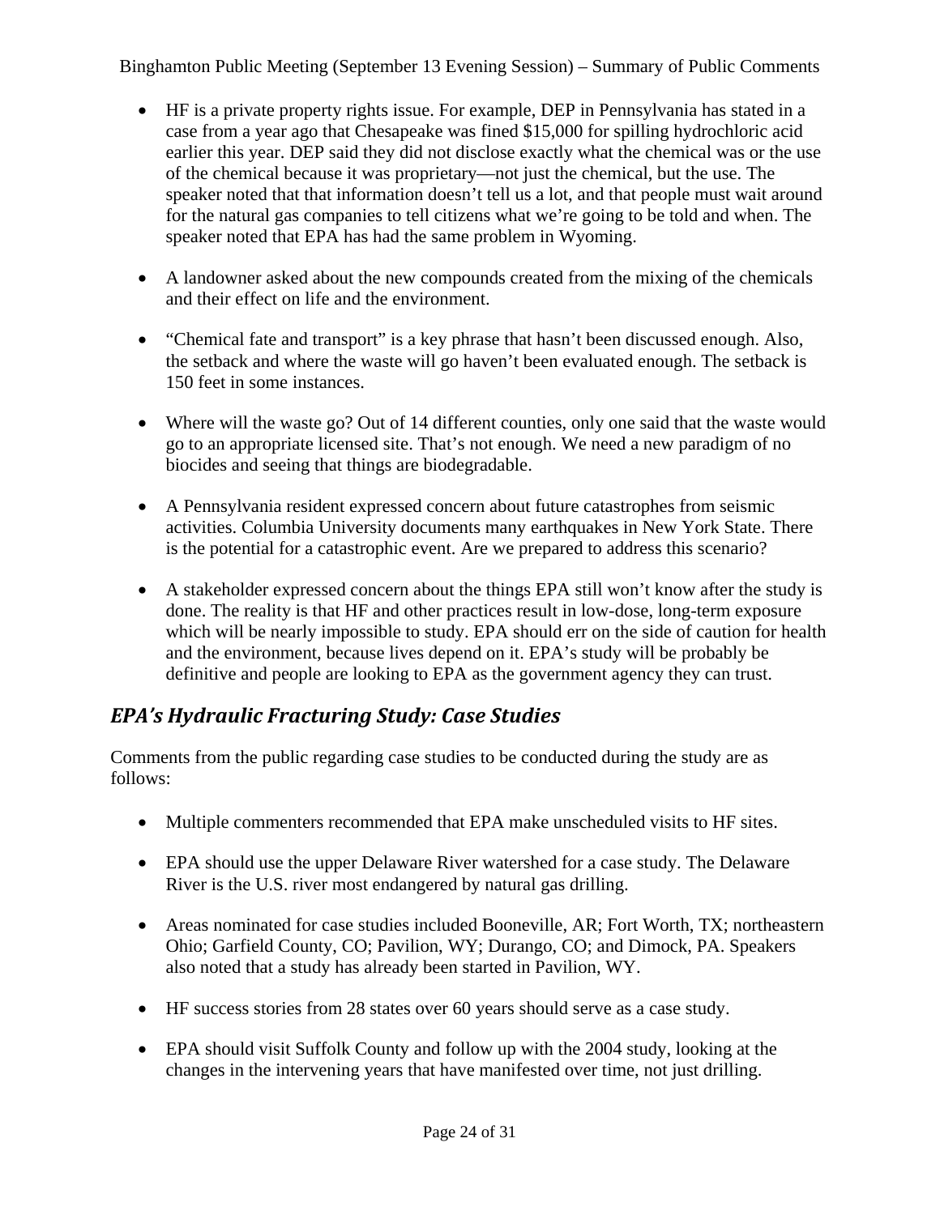- HF is a private property rights issue. For example, DEP in Pennsylvania has stated in a case from a year ago that Chesapeake was fined $15,000 for spilling hydrochloric acid earlier this year. DEP said they did not disclose exactly what the chemical was or the use of the chemical because it was proprietary—not just the chemical, but the use. The speaker noted that that information doesn't tell us a lot, and that people must wait around for the natural gas companies to tell citizens what we're going to be told and when. The speaker noted that EPA has had the same problem in Wyoming.

- A landowner asked about the new compounds created from the mixing of the chemicals and their effect on life and the environment.

- "Chemical fate and transport" is a key phrase that hasn't been discussed enough. Also, the setback and where the waste will go haven't been evaluated enough. The setback is 150 feet in some instances.

- Where will the waste go? Out of 14 different counties, only one said that the waste would go to an appropriate licensed site. That's not enough. We need a new paradigm of no biocides and seeing that things are biodegradable.

- A Pennsylvania resident expressed concern about future catastrophes from seismic activities. Columbia University documents many earthquakes in New York State. There is the potential for a catastrophic event. Are we prepared to address this scenario?

- A stakeholder expressed concern about the things EPA still won't know after the study is done. The reality is that HF and other practices result in low-dose, long-term exposure which will be nearly impossible to study. EPA should err on the side of caution for health and the environment, because lives depend on it. EPA's study will be probably be definitive and people are looking to EPA as the government agency they can trust.

## *EPA's Hydraulic Fracturing Study: Case Studies*

Comments from the public regarding case studies to be conducted during the study are as follows:

- Multiple commenters recommended that EPA make unscheduled visits to HF sites.

- EPA should use the upper Delaware River watershed for a case study. The Delaware River is the U.S. river most endangered by natural gas drilling.

- Areas nominated for case studies included Booneville, AR; Fort Worth, TX; northeastern Ohio; Garfield County, CO; Pavilion, WY; Durango, CO; and Dimock, PA. Speakers also noted that a study has already been started in Pavilion, WY.

- HF success stories from 28 states over 60 years should serve as a case study.

- EPA should visit Suffolk County and follow up with the 2004 study, looking at the changes in the intervening years that have manifested over time, not just drilling.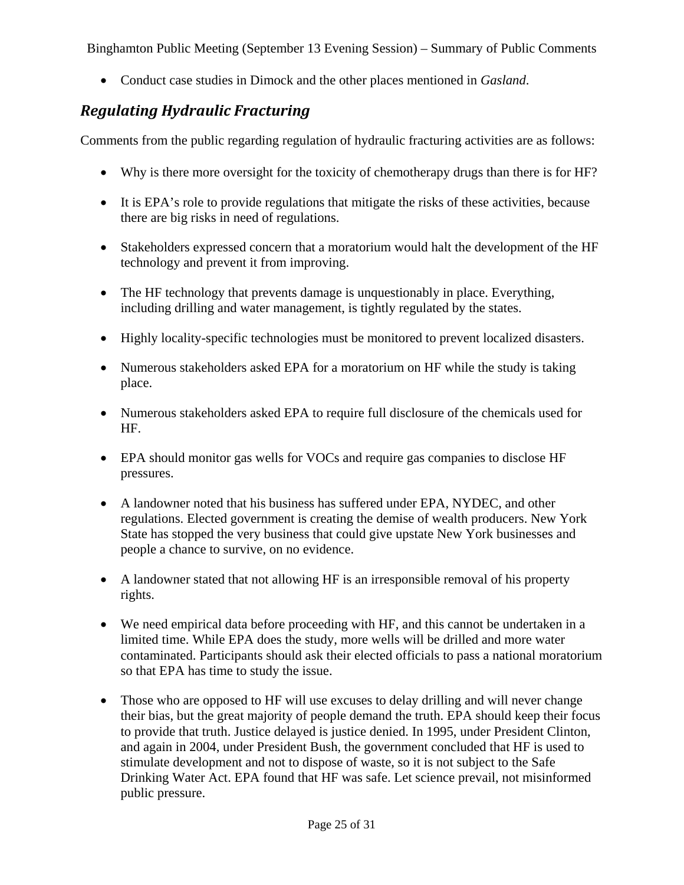- Conduct case studies in Dimock and the other places mentioned in *Gasland*.

## *Regulating Hydraulic Fracturing*

Comments from the public regarding regulation of hydraulic fracturing activities are as follows:

- Why is there more oversight for the toxicity of chemotherapy drugs than there is for HF?
- It is EPA's role to provide regulations that mitigate the risks of these activities, because there are big risks in need of regulations.
- Stakeholders expressed concern that a moratorium would halt the development of the HF technology and prevent it from improving.
- The HF technology that prevents damage is unquestionably in place. Everything, including drilling and water management, is tightly regulated by the states.
- Highly locality-specific technologies must be monitored to prevent localized disasters.
- Numerous stakeholders asked EPA for a moratorium on HF while the study is taking place.
- Numerous stakeholders asked EPA to require full disclosure of the chemicals used for HF.
- EPA should monitor gas wells for VOCs and require gas companies to disclose HF pressures.
- A landowner noted that his business has suffered under EPA, NYDEC, and other regulations. Elected government is creating the demise of wealth producers. New York State has stopped the very business that could give upstate New York businesses and people a chance to survive, on no evidence.
- A landowner stated that not allowing HF is an irresponsible removal of his property rights.
- We need empirical data before proceeding with HF, and this cannot be undertaken in a limited time. While EPA does the study, more wells will be drilled and more water contaminated. Participants should ask their elected officials to pass a national moratorium so that EPA has time to study the issue.
- Those who are opposed to HF will use excuses to delay drilling and will never change their bias, but the great majority of people demand the truth. EPA should keep their focus to provide that truth. Justice delayed is justice denied. In 1995, under President Clinton, and again in 2004, under President Bush, the government concluded that HF is used to stimulate development and not to dispose of waste, so it is not subject to the Safe Drinking Water Act. EPA found that HF was safe. Let science prevail, not misinformed public pressure.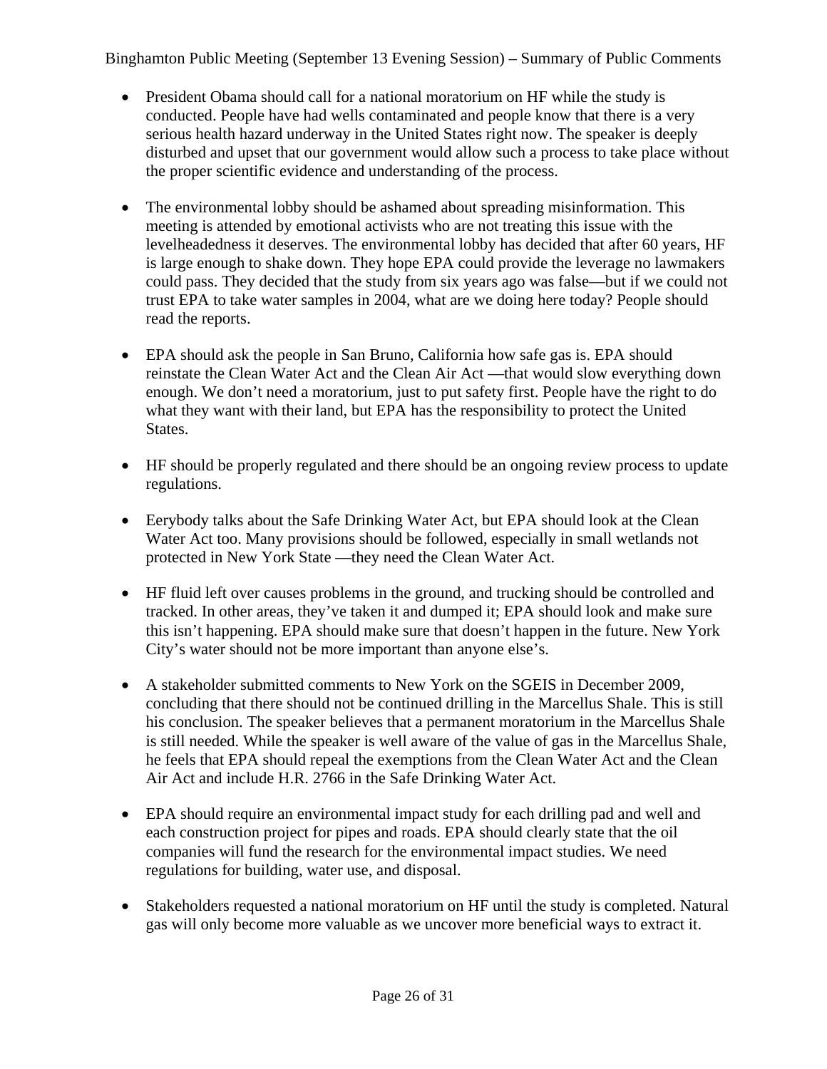- President Obama should call for a national moratorium on HF while the study is conducted. People have had wells contaminated and people know that there is a very serious health hazard underway in the United States right now. The speaker is deeply disturbed and upset that our government would allow such a process to take place without the proper scientific evidence and understanding of the process.

- The environmental lobby should be ashamed about spreading misinformation. This meeting is attended by emotional activists who are not treating this issue with the levelheadedness it deserves. The environmental lobby has decided that after 60 years, HF is large enough to shake down. They hope EPA could provide the leverage no lawmakers could pass. They decided that the study from six years ago was false—but if we could not trust EPA to take water samples in 2004, what are we doing here today? People should read the reports.

- EPA should ask the people in San Bruno, California how safe gas is. EPA should reinstate the Clean Water Act and the Clean Air Act —that would slow everything down enough. We don't need a moratorium, just to put safety first. People have the right to do what they want with their land, but EPA has the responsibility to protect the United States.

- HF should be properly regulated and there should be an ongoing review process to update regulations.

- Eerybody talks about the Safe Drinking Water Act, but EPA should look at the Clean Water Act too. Many provisions should be followed, especially in small wetlands not protected in New York State —they need the Clean Water Act.

- HF fluid left over causes problems in the ground, and trucking should be controlled and tracked. In other areas, they've taken it and dumped it; EPA should look and make sure this isn't happening. EPA should make sure that doesn't happen in the future. New York City's water should not be more important than anyone else's.

- A stakeholder submitted comments to New York on the SGEIS in December 2009, concluding that there should not be continued drilling in the Marcellus Shale. This is still his conclusion. The speaker believes that a permanent moratorium in the Marcellus Shale is still needed. While the speaker is well aware of the value of gas in the Marcellus Shale, he feels that EPA should repeal the exemptions from the Clean Water Act and the Clean Air Act and include H.R. 2766 in the Safe Drinking Water Act.

- EPA should require an environmental impact study for each drilling pad and well and each construction project for pipes and roads. EPA should clearly state that the oil companies will fund the research for the environmental impact studies. We need regulations for building, water use, and disposal.

- Stakeholders requested a national moratorium on HF until the study is completed. Natural gas will only become more valuable as we uncover more beneficial ways to extract it.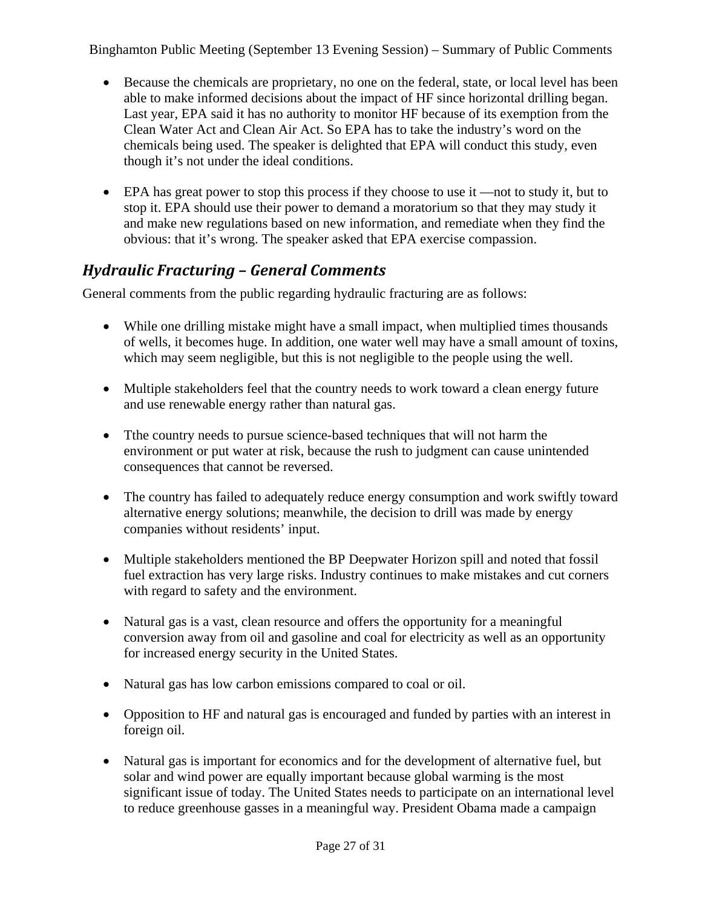- Because the chemicals are proprietary, no one on the federal, state, or local level has been able to make informed decisions about the impact of HF since horizontal drilling began. Last year, EPA said it has no authority to monitor HF because of its exemption from the Clean Water Act and Clean Air Act. So EPA has to take the industry's word on the chemicals being used. The speaker is delighted that EPA will conduct this study, even though it's not under the ideal conditions.

- EPA has great power to stop this process if they choose to use it —not to study it, but to stop it. EPA should use their power to demand a moratorium so that they may study it and make new regulations based on new information, and remediate when they find the obvious: that it's wrong. The speaker asked that EPA exercise compassion.

## *Hydraulic Fracturing – General Comments*

General comments from the public regarding hydraulic fracturing are as follows:

- While one drilling mistake might have a small impact, when multiplied times thousands of wells, it becomes huge. In addition, one water well may have a small amount of toxins, which may seem negligible, but this is not negligible to the people using the well.

- Multiple stakeholders feel that the country needs to work toward a clean energy future and use renewable energy rather than natural gas.

- Tthe country needs to pursue science-based techniques that will not harm the environment or put water at risk, because the rush to judgment can cause unintended consequences that cannot be reversed.

- The country has failed to adequately reduce energy consumption and work swiftly toward alternative energy solutions; meanwhile, the decision to drill was made by energy companies without residents' input.

- Multiple stakeholders mentioned the BP Deepwater Horizon spill and noted that fossil fuel extraction has very large risks. Industry continues to make mistakes and cut corners with regard to safety and the environment.

- Natural gas is a vast, clean resource and offers the opportunity for a meaningful conversion away from oil and gasoline and coal for electricity as well as an opportunity for increased energy security in the United States.

- Natural gas has low carbon emissions compared to coal or oil.

- Opposition to HF and natural gas is encouraged and funded by parties with an interest in foreign oil.

- Natural gas is important for economics and for the development of alternative fuel, but solar and wind power are equally important because global warming is the most significant issue of today. The United States needs to participate on an international level to reduce greenhouse gasses in a meaningful way. President Obama made a campaign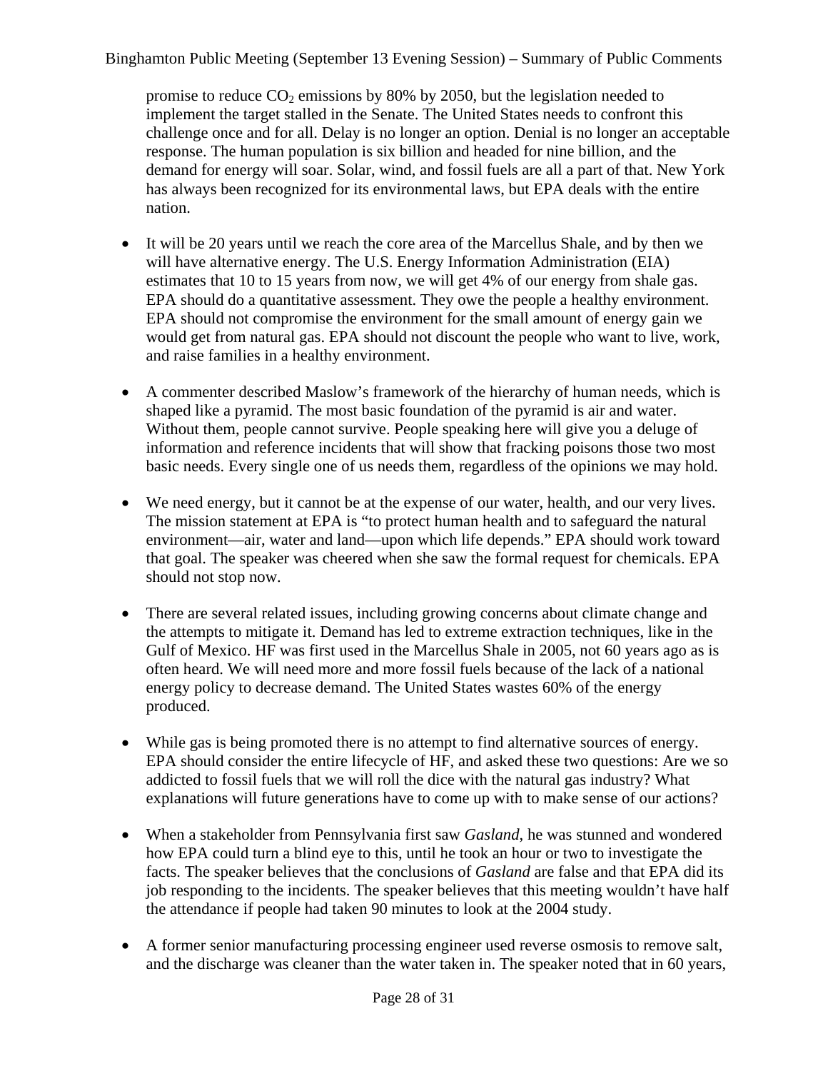promise to reduce $CO_2$ emissions by 80% by 2050, but the legislation needed to implement the target stalled in the Senate. The United States needs to confront this challenge once and for all. Delay is no longer an option. Denial is no longer an acceptable response. The human population is six billion and headed for nine billion, and the demand for energy will soar. Solar, wind, and fossil fuels are all a part of that. New York has always been recognized for its environmental laws, but EPA deals with the entire nation.

- It will be 20 years until we reach the core area of the Marcellus Shale, and by then we will have alternative energy. The U.S. Energy Information Administration (EIA) estimates that 10 to 15 years from now, we will get 4% of our energy from shale gas. EPA should do a quantitative assessment. They owe the people a healthy environment. EPA should not compromise the environment for the small amount of energy gain we would get from natural gas. EPA should not discount the people who want to live, work, and raise families in a healthy environment.

- A commenter described Maslow's framework of the hierarchy of human needs, which is shaped like a pyramid. The most basic foundation of the pyramid is air and water. Without them, people cannot survive. People speaking here will give you a deluge of information and reference incidents that will show that fracking poisons those two most basic needs. Every single one of us needs them, regardless of the opinions we may hold.

- We need energy, but it cannot be at the expense of our water, health, and our very lives. The mission statement at EPA is "to protect human health and to safeguard the natural environment—air, water and land—upon which life depends." EPA should work toward that goal. The speaker was cheered when she saw the formal request for chemicals. EPA should not stop now.

- There are several related issues, including growing concerns about climate change and the attempts to mitigate it. Demand has led to extreme extraction techniques, like in the Gulf of Mexico. HF was first used in the Marcellus Shale in 2005, not 60 years ago as is often heard. We will need more and more fossil fuels because of the lack of a national energy policy to decrease demand. The United States wastes 60% of the energy produced.

- While gas is being promoted there is no attempt to find alternative sources of energy. EPA should consider the entire lifecycle of HF, and asked these two questions: Are we so addicted to fossil fuels that we will roll the dice with the natural gas industry? What explanations will future generations have to come up with to make sense of our actions?

- When a stakeholder from Pennsylvania first saw *Gasland*, he was stunned and wondered how EPA could turn a blind eye to this, until he took an hour or two to investigate the facts. The speaker believes that the conclusions of *Gasland* are false and that EPA did its job responding to the incidents. The speaker believes that this meeting wouldn't have half the attendance if people had taken 90 minutes to look at the 2004 study.

- A former senior manufacturing processing engineer used reverse osmosis to remove salt, and the discharge was cleaner than the water taken in. The speaker noted that in 60 years,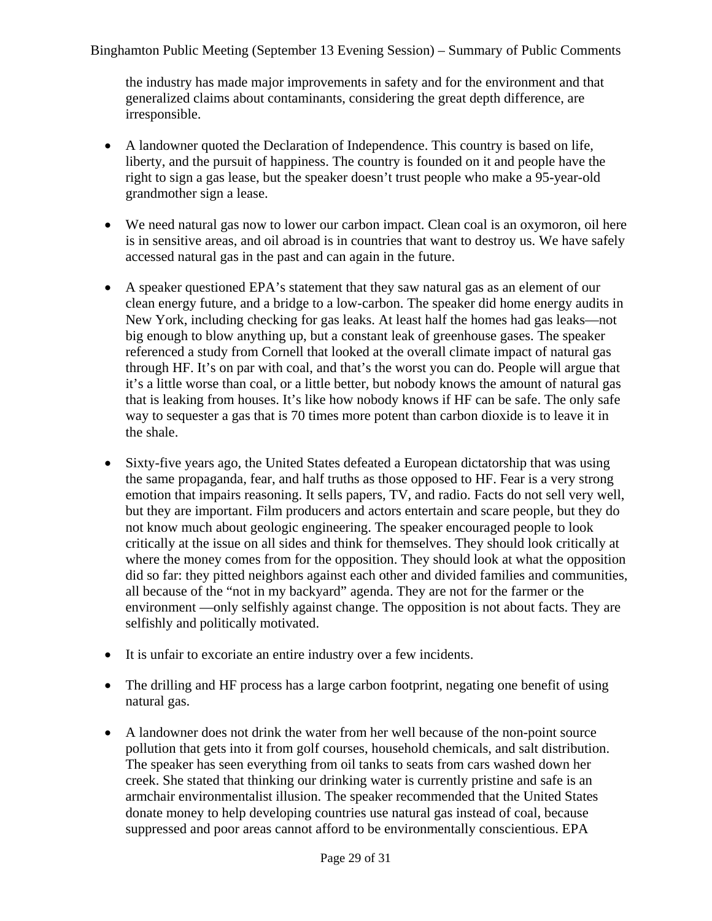the industry has made major improvements in safety and for the environment and that generalized claims about contaminants, considering the great depth difference, are irresponsible.

- A landowner quoted the Declaration of Independence. This country is based on life, liberty, and the pursuit of happiness. The country is founded on it and people have the right to sign a gas lease, but the speaker doesn't trust people who make a 95-year-old grandmother sign a lease.

- We need natural gas now to lower our carbon impact. Clean coal is an oxymoron, oil here is in sensitive areas, and oil abroad is in countries that want to destroy us. We have safely accessed natural gas in the past and can again in the future.

- A speaker questioned EPA's statement that they saw natural gas as an element of our clean energy future, and a bridge to a low-carbon. The speaker did home energy audits in New York, including checking for gas leaks. At least half the homes had gas leaks—not big enough to blow anything up, but a constant leak of greenhouse gases. The speaker referenced a study from Cornell that looked at the overall climate impact of natural gas through HF. It's on par with coal, and that's the worst you can do. People will argue that it's a little worse than coal, or a little better, but nobody knows the amount of natural gas that is leaking from houses. It's like how nobody knows if HF can be safe. The only safe way to sequester a gas that is 70 times more potent than carbon dioxide is to leave it in the shale.

- Sixty-five years ago, the United States defeated a European dictatorship that was using the same propaganda, fear, and half truths as those opposed to HF. Fear is a very strong emotion that impairs reasoning. It sells papers, TV, and radio. Facts do not sell very well, but they are important. Film producers and actors entertain and scare people, but they do not know much about geologic engineering. The speaker encouraged people to look critically at the issue on all sides and think for themselves. They should look critically at where the money comes from for the opposition. They should look at what the opposition did so far: they pitted neighbors against each other and divided families and communities, all because of the "not in my backyard" agenda. They are not for the farmer or the environment —only selfishly against change. The opposition is not about facts. They are selfishly and politically motivated.

- It is unfair to excoriate an entire industry over a few incidents.

- The drilling and HF process has a large carbon footprint, negating one benefit of using natural gas.

- A landowner does not drink the water from her well because of the non-point source pollution that gets into it from golf courses, household chemicals, and salt distribution. The speaker has seen everything from oil tanks to seats from cars washed down her creek. She stated that thinking our drinking water is currently pristine and safe is an armchair environmentalist illusion. The speaker recommended that the United States donate money to help developing countries use natural gas instead of coal, because suppressed and poor areas cannot afford to be environmentally conscientious. EPA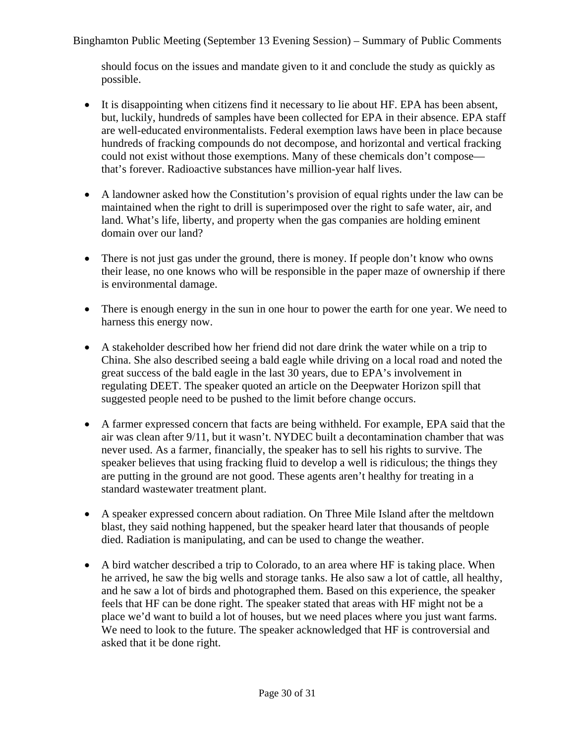should focus on the issues and mandate given to it and conclude the study as quickly as possible.

- It is disappointing when citizens find it necessary to lie about HF. EPA has been absent, but, luckily, hundreds of samples have been collected for EPA in their absence. EPA staff are well-educated environmentalists. Federal exemption laws have been in place because hundreds of fracking compounds do not decompose, and horizontal and vertical fracking could not exist without those exemptions. Many of these chemicals don't compose—that's forever. Radioactive substances have million-year half lives.

- A landowner asked how the Constitution's provision of equal rights under the law can be maintained when the right to drill is superimposed over the right to safe water, air, and land. What's life, liberty, and property when the gas companies are holding eminent domain over our land?

- There is not just gas under the ground, there is money. If people don't know who owns their lease, no one knows who will be responsible in the paper maze of ownership if there is environmental damage.

- There is enough energy in the sun in one hour to power the earth for one year. We need to harness this energy now.

- A stakeholder described how her friend did not dare drink the water while on a trip to China. She also described seeing a bald eagle while driving on a local road and noted the great success of the bald eagle in the last 30 years, due to EPA's involvement in regulating DEET. The speaker quoted an article on the Deepwater Horizon spill that suggested people need to be pushed to the limit before change occurs.

- A farmer expressed concern that facts are being withheld. For example, EPA said that the air was clean after 9/11, but it wasn't. NYDEC built a decontamination chamber that was never used. As a farmer, financially, the speaker has to sell his rights to survive. The speaker believes that using fracking fluid to develop a well is ridiculous; the things they are putting in the ground are not good. These agents aren't healthy for treating in a standard wastewater treatment plant.

- A speaker expressed concern about radiation. On Three Mile Island after the meltdown blast, they said nothing happened, but the speaker heard later that thousands of people died. Radiation is manipulating, and can be used to change the weather.

- A bird watcher described a trip to Colorado, to an area where HF is taking place. When he arrived, he saw the big wells and storage tanks. He also saw a lot of cattle, all healthy, and he saw a lot of birds and photographed them. Based on this experience, the speaker feels that HF can be done right. The speaker stated that areas with HF might not be a place we'd want to build a lot of houses, but we need places where you just want farms. We need to look to the future. The speaker acknowledged that HF is controversial and asked that it be done right.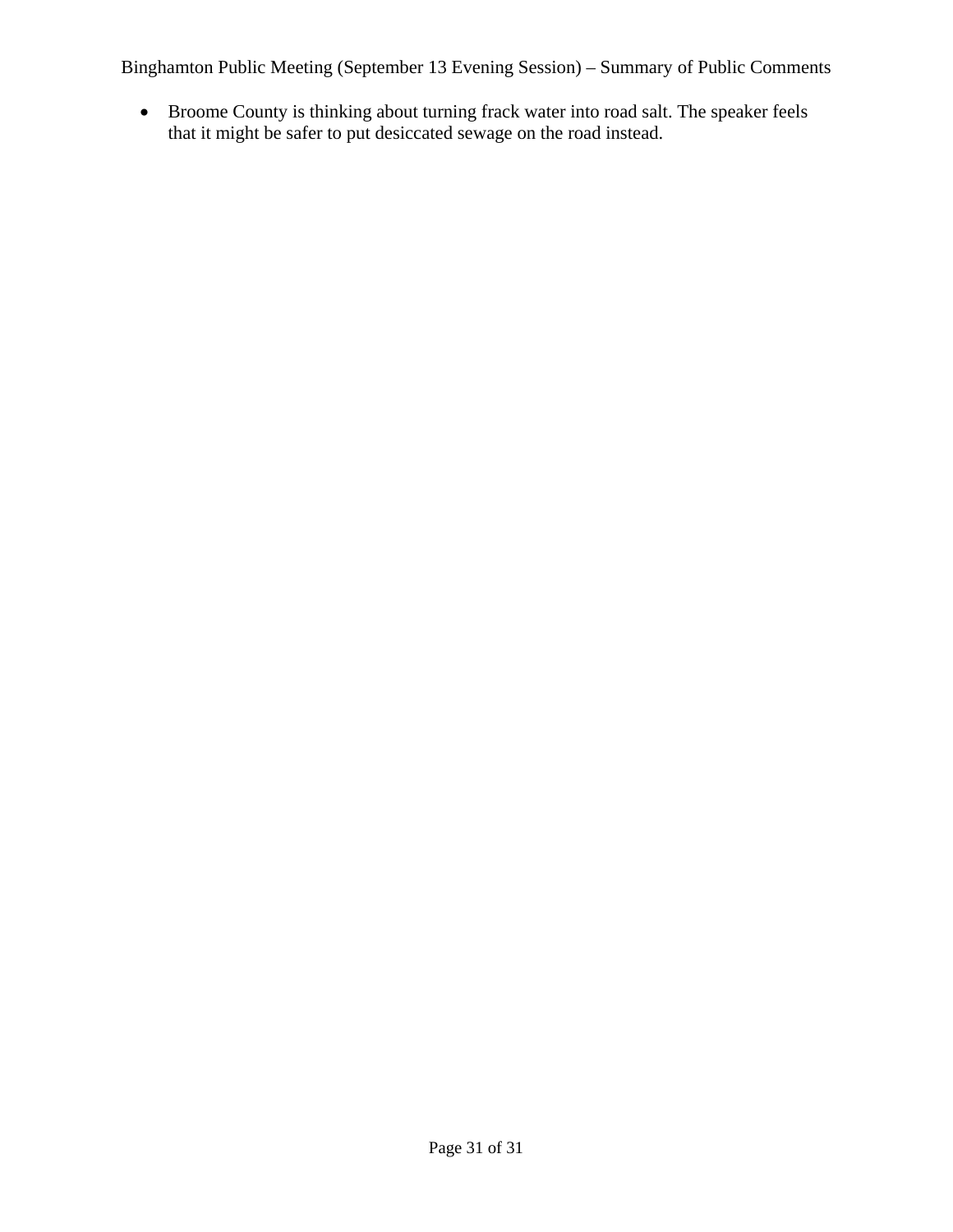- Broome County is thinking about turning frack water into road salt. The speaker feels that it might be safer to put desiccated sewage on the road instead.